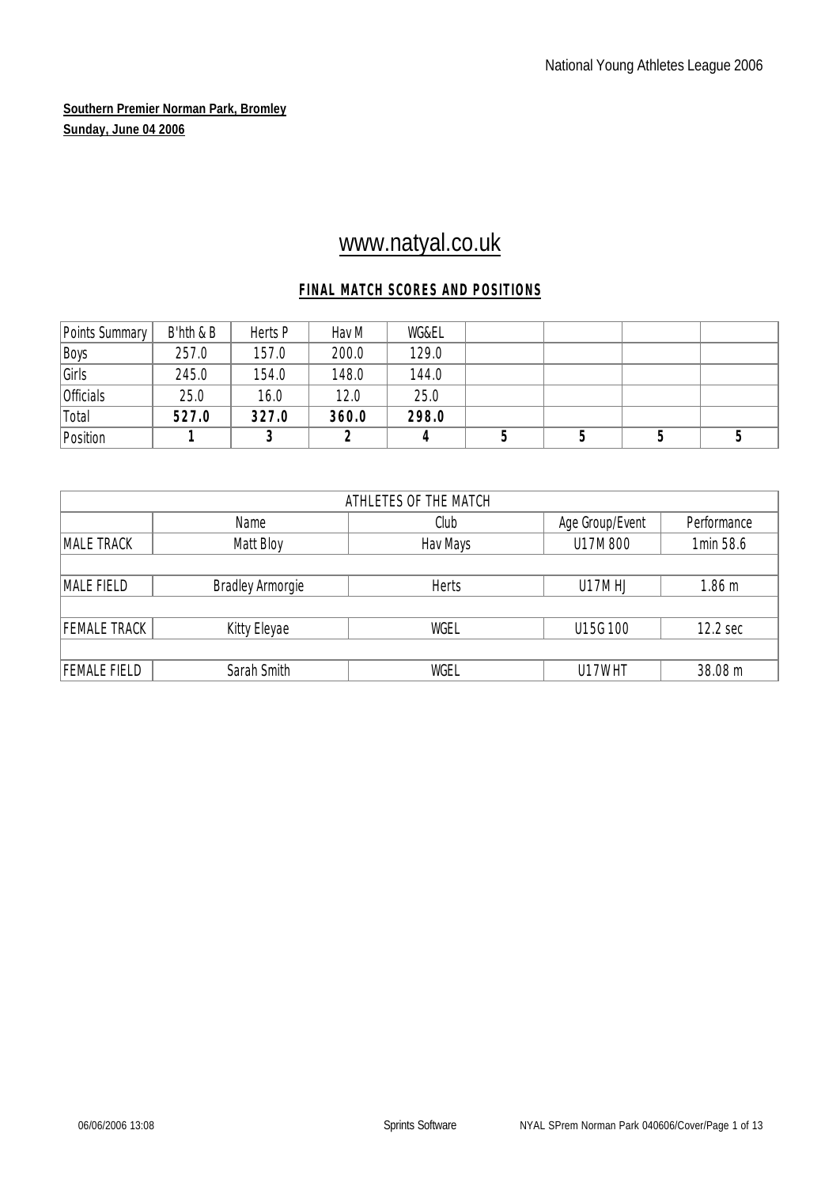**Southern Premier Norman Park, Bromley**

**Sunday, June 04 2006**

# www.natyal.co.uk

## FINAL MATCH SCORES AND POSITIONS

| Points Summary | B'hth & B | Herts P | Hav M | WG&EL | | | | |
|---|---|---|---|---|---|---|---|---|
| Boys | 257.0 | 157.0 | 200.0 | 129.0 | | | | |
| Girls | 245.0 | 154.0 | 148.0 | 144.0 | | | | |
| Officials | 25.0 | 16.0 | 12.0 | 25.0 | | | | |
| Total | **527.0** | **327.0** | **360.0** | **298.0** | | | | |
| Position | **1** | **3** | **2** | **4** | **5** | **5** | **5** | **5** |

| ATHLETES OF THE MATCH | | | | |
|---|---|---|---|---|
| | Name | Club | Age Group/Event | Performance |
| MALE TRACK | Matt Bloy | Hav Mays | U17M 800 | 1min 58.6 |
| MALE FIELD | Bradley Armorgie | Herts | U17M HJ | 1.86 m |
| FEMALE TRACK | Kitty Eleyae | WGEL | U15G 100 | 12.2 sec |
| FEMALE FIELD | Sarah Smith | WGEL | U17W HT | 38.08 m |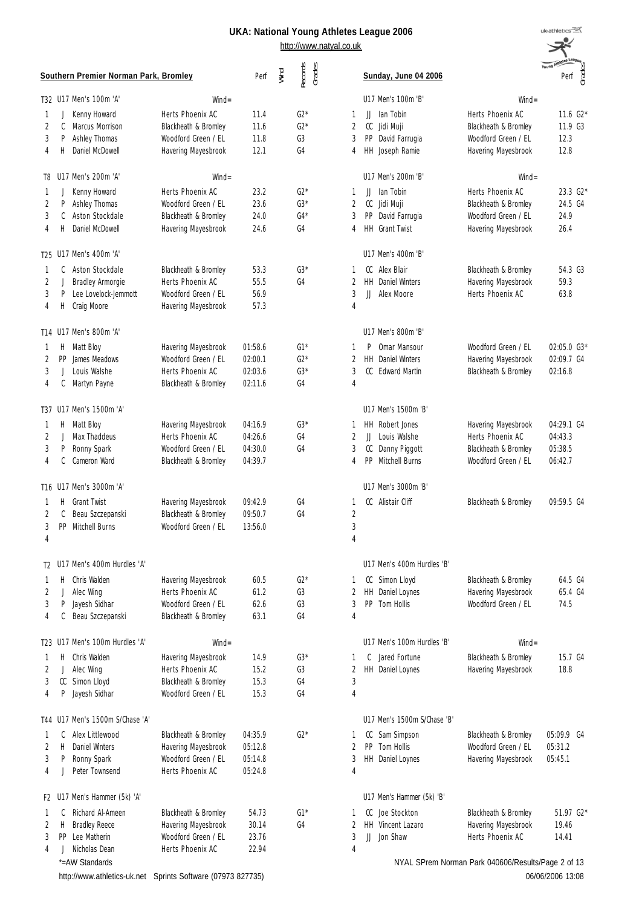# UKA: National Young Athletes League 2006

http://www.natyal.co.uk

**Southern Premier Norman Park, Bromley** — **Sunday, June 04 2006**

### T32 U17 Men's 100m 'A' (Wind=)

| Pos | Team | Name | Club | Perf | Grade |
|---|---|---|---|---|---|
| 1 | J | Kenny Howard | Herts Phoenix AC | 11.4 | G2* |
| 2 | C | Marcus Morrison | Blackheath & Bromley | 11.6 | G2* |
| 3 | P | Ashley Thomas | Woodford Green / EL | 11.8 | G3 |
| 4 | H | Daniel McDowell | Havering Mayesbrook | 12.1 | G4 |

### U17 Men's 100m 'B' (Wind=)

| Pos | Team | Name | Club | Perf | Grade |
|---|---|---|---|---|---|
| 1 | JJ | Ian Tobin | Herts Phoenix AC | 11.6 | G2* |
| 2 | CC | Jidi Muji | Blackheath & Bromley | 11.9 | G3 |
| 3 | PP | David Farrugia | Woodford Green / EL | 12.3 | |
| 4 | HH | Joseph Ramie | Havering Mayesbrook | 12.8 | |

### T8 U17 Men's 200m 'A' (Wind=)

| Pos | Team | Name | Club | Perf | Grade |
|---|---|---|---|---|---|
| 1 | J | Kenny Howard | Herts Phoenix AC | 23.2 | G2* |
| 2 | P | Ashley Thomas | Woodford Green / EL | 23.6 | G3* |
| 3 | C | Aston Stockdale | Blackheath & Bromley | 24.0 | G4* |
| 4 | H | Daniel McDowell | Havering Mayesbrook | 24.6 | G4 |

### U17 Men's 200m 'B' (Wind=)

| Pos | Team | Name | Club | Perf | Grade |
|---|---|---|---|---|---|
| 1 | JJ | Ian Tobin | Herts Phoenix AC | 23.3 | G2* |
| 2 | CC | Jidi Muji | Blackheath & Bromley | 24.5 | G4 |
| 3 | PP | David Farrugia | Woodford Green / EL | 24.9 | |
| 4 | HH | Grant Twist | Havering Mayesbrook | 26.4 | |

### T25 U17 Men's 400m 'A'

| Pos | Team | Name | Club | Perf | Grade |
|---|---|---|---|---|---|
| 1 | C | Aston Stockdale | Blackheath & Bromley | 53.3 | G3* |
| 2 | J | Bradley Armorgie | Herts Phoenix AC | 55.5 | G4 |
| 3 | P | Lee Lovelock-Jemmott | Woodford Green / EL | 56.9 | |
| 4 | H | Craig Moore | Havering Mayesbrook | 57.3 | |

### U17 Men's 400m 'B'

| Pos | Team | Name | Club | Perf | Grade |
|---|---|---|---|---|---|
| 1 | CC | Alex Blair | Blackheath & Bromley | 54.3 | G3 |
| 2 | HH | Daniel Winters | Havering Mayesbrook | 59.3 | |
| 3 | JJ | Alex Moore | Herts Phoenix AC | 63.8 | |
| 4 | | | | | |

### T14 U17 Men's 800m 'A'

| Pos | Team | Name | Club | Perf | Grade |
|---|---|---|---|---|---|
| 1 | H | Matt Bloy | Havering Mayesbrook | 01:58.6 | G1* |
| 2 | PP | James Meadows | Woodford Green / EL | 02:00.1 | G2* |
| 3 | J | Louis Walshe | Herts Phoenix AC | 02:03.6 | G3* |
| 4 | C | Martyn Payne | Blackheath & Bromley | 02:11.6 | G4 |

### U17 Men's 800m 'B'

| Pos | Team | Name | Club | Perf | Grade |
|---|---|---|---|---|---|
| 1 | P | Omar Mansour | Woodford Green / EL | 02:05.0 | G3* |
| 2 | HH | Daniel Winters | Havering Mayesbrook | 02:09.7 | G4 |
| 3 | CC | Edward Martin | Blackheath & Bromley | 02:16.8 | |
| 4 | | | | | |

### T37 U17 Men's 1500m 'A'

| Pos | Team | Name | Club | Perf | Grade |
|---|---|---|---|---|---|
| 1 | H | Matt Bloy | Havering Mayesbrook | 04:16.9 | G3* |
| 2 | J | Max Thaddeus | Herts Phoenix AC | 04:26.6 | G4 |
| 3 | P | Ronny Spark | Woodford Green / EL | 04:30.0 | G4 |
| 4 | C | Cameron Ward | Blackheath & Bromley | 04:39.7 | |

### U17 Men's 1500m 'B'

| Pos | Team | Name | Club | Perf | Grade |
|---|---|---|---|---|---|
| 1 | HH | Robert Jones | Havering Mayesbrook | 04:29.1 | G4 |
| 2 | JJ | Louis Walshe | Herts Phoenix AC | 04:43.3 | |
| 3 | CC | Danny Piggott | Blackheath & Bromley | 05:38.5 | |
| 4 | PP | Mitchell Burns | Woodford Green / EL | 06:42.7 | |

### T16 U17 Men's 3000m 'A'

| Pos | Team | Name | Club | Perf | Grade |
|---|---|---|---|---|---|
| 1 | H | Grant Twist | Havering Mayesbrook | 09:42.9 | G4 |
| 2 | C | Beau Szczepanski | Blackheath & Bromley | 09:50.7 | G4 |
| 3 | PP | Mitchell Burns | Woodford Green / EL | 13:56.0 | |
| 4 | | | | | |

### U17 Men's 3000m 'B'

| Pos | Team | Name | Club | Perf | Grade |
|---|---|---|---|---|---|
| 1 | CC | Alistair Cliff | Blackheath & Bromley | 09:59.5 | G4 |
| 2 | | | | | |
| 3 | | | | | |
| 4 | | | | | |

### T2 U17 Men's 400m Hurdles 'A'

| Pos | Team | Name | Club | Perf | Grade |
|---|---|---|---|---|---|
| 1 | H | Chris Walden | Havering Mayesbrook | 60.5 | G2* |
| 2 | J | Alec Wing | Herts Phoenix AC | 61.2 | G3 |
| 3 | P | Jayesh Sidhar | Woodford Green / EL | 62.6 | G3 |
| 4 | C | Beau Szczepanski | Blackheath & Bromley | 63.1 | G4 |

### U17 Men's 400m Hurdles 'B'

| Pos | Team | Name | Club | Perf | Grade |
|---|---|---|---|---|---|
| 1 | CC | Simon Lloyd | Blackheath & Bromley | 64.5 | G4 |
| 2 | HH | Daniel Loynes | Havering Mayesbrook | 65.4 | G4 |
| 3 | PP | Tom Hollis | Woodford Green / EL | 74.5 | |
| 4 | | | | | |

### T23 U17 Men's 100m Hurdles 'A' (Wind=)

| Pos | Team | Name | Club | Perf | Grade |
|---|---|---|---|---|---|
| 1 | H | Chris Walden | Havering Mayesbrook | 14.9 | G3* |
| 2 | J | Alec Wing | Herts Phoenix AC | 15.2 | G3 |
| 3 | CC | Simon Lloyd | Blackheath & Bromley | 15.3 | G4 |
| 4 | P | Jayesh Sidhar | Woodford Green / EL | 15.3 | G4 |

### U17 Men's 100m Hurdles 'B' (Wind=)

| Pos | Team | Name | Club | Perf | Grade |
|---|---|---|---|---|---|
| 1 | C | Jared Fortune | Blackheath & Bromley | 15.7 | G4 |
| 2 | HH | Daniel Loynes | Havering Mayesbrook | 18.8 | |
| 3 | | | | | |
| 4 | | | | | |

### T44 U17 Men's 1500m S/Chase 'A'

| Pos | Team | Name | Club | Perf | Grade |
|---|---|---|---|---|---|
| 1 | C | Alex Littlewood | Blackheath & Bromley | 04:35.9 | G2* |
| 2 | H | Daniel Winters | Havering Mayesbrook | 05:12.8 | |
| 3 | P | Ronny Spark | Woodford Green / EL | 05:14.8 | |
| 4 | J | Peter Townsend | Herts Phoenix AC | 05:24.8 | |

### U17 Men's 1500m S/Chase 'B'

| Pos | Team | Name | Club | Perf | Grade |
|---|---|---|---|---|---|
| 1 | CC | Sam Simpson | Blackheath & Bromley | 05:09.9 | G4 |
| 2 | PP | Tom Hollis | Woodford Green / EL | 05:31.2 | |
| 3 | HH | Daniel Loynes | Havering Mayesbrook | 05:45.1 | |
| 4 | | | | | |

### F2 U17 Men's Hammer (5k) 'A'

| Pos | Team | Name | Club | Perf | Grade |
|---|---|---|---|---|---|
| 1 | C | Richard Al-Ameen | Blackheath & Bromley | 54.73 | G1* |
| 2 | H | Bradley Reece | Havering Mayesbrook | 30.14 | G4 |
| 3 | PP | Lee Matherin | Woodford Green / EL | 23.76 | |
| 4 | J | Nicholas Dean | Herts Phoenix AC | 22.94 | |

### U17 Men's Hammer (5k) 'B'

| Pos | Team | Name | Club | Perf | Grade |
|---|---|---|---|---|---|
| 1 | CC | Joe Stockton | Blackheath & Bromley | 51.97 | G2* |
| 2 | HH | Vincent Lazaro | Havering Mayesbrook | 19.46 | |
| 3 | JJ | Jon Shaw | Herts Phoenix AC | 14.41 | |
| 4 | | | | | |

*=AW Standards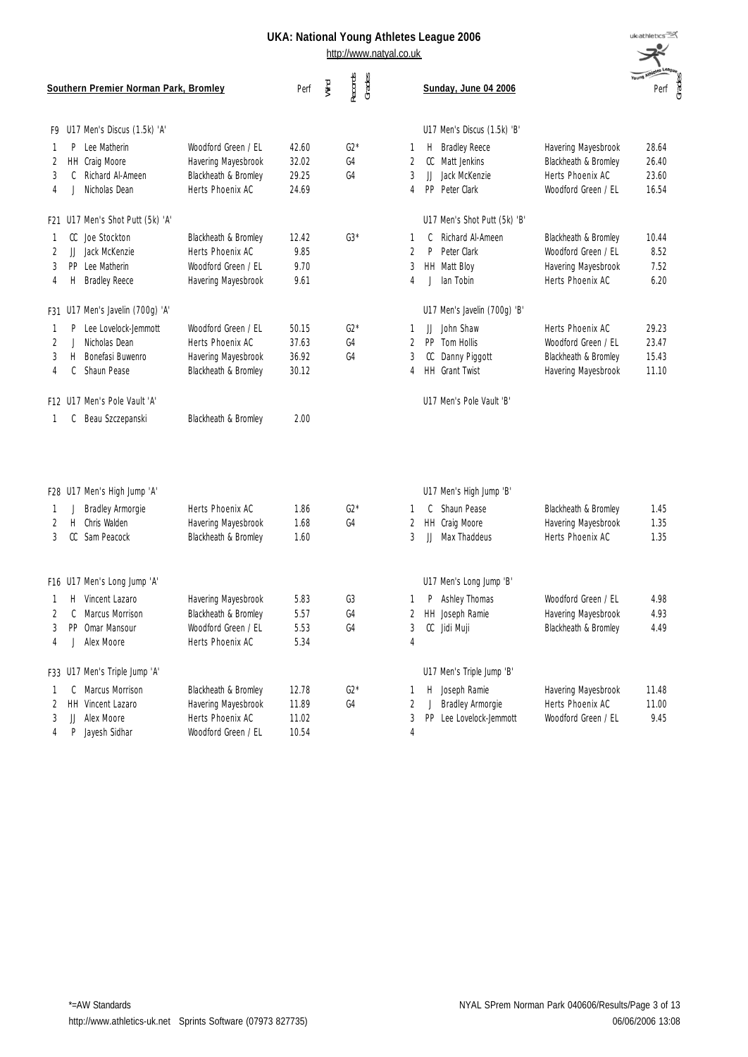# UKA: National Young Athletes League 2006

http://www.natyal.co.uk

**Southern Premier Norman Park, Bromley** — **Sunday, June 04 2006**

### F9 U17 Men's Discus (1.5k) 'A'

| Pos | Team | Name | Club | Perf | Wind | Records | Grades |
|---|---|---|---|---|---|---|---|
| 1 | P | Lee Matherin | Woodford Green / EL | 42.60 | | | G2* |
| 2 | HH | Craig Moore | Havering Mayesbrook | 32.02 | | | G4 |
| 3 | C | Richard Al-Ameen | Blackheath & Bromley | 29.25 | | | G4 |
| 4 | J | Nicholas Dean | Herts Phoenix AC | 24.69 | | | |

### U17 Men's Discus (1.5k) 'B'

| Pos | Team | Name | Club | Perf | Grades |
|---|---|---|---|---|---|
| 1 | H | Bradley Reece | Havering Mayesbrook | 28.64 | |
| 2 | CC | Matt Jenkins | Blackheath & Bromley | 26.40 | |
| 3 | JJ | Jack McKenzie | Herts Phoenix AC | 23.60 | |
| 4 | PP | Peter Clark | Woodford Green / EL | 16.54 | |

### F21 U17 Men's Shot Putt (5k) 'A'

| Pos | Team | Name | Club | Perf | Wind | Records | Grades |
|---|---|---|---|---|---|---|---|
| 1 | CC | Joe Stockton | Blackheath & Bromley | 12.42 | | | G3* |
| 2 | JJ | Jack McKenzie | Herts Phoenix AC | 9.85 | | | |
| 3 | PP | Lee Matherin | Woodford Green / EL | 9.70 | | | |
| 4 | H | Bradley Reece | Havering Mayesbrook | 9.61 | | | |

### U17 Men's Shot Putt (5k) 'B'

| Pos | Team | Name | Club | Perf | Grades |
|---|---|---|---|---|---|
| 1 | C | Richard Al-Ameen | Blackheath & Bromley | 10.44 | |
| 2 | P | Peter Clark | Woodford Green / EL | 8.52 | |
| 3 | HH | Matt Bloy | Havering Mayesbrook | 7.52 | |
| 4 | J | Ian Tobin | Herts Phoenix AC | 6.20 | |

### F31 U17 Men's Javelin (700g) 'A'

| Pos | Team | Name | Club | Perf | Wind | Records | Grades |
|---|---|---|---|---|---|---|---|
| 1 | P | Lee Lovelock-Jemmott | Woodford Green / EL | 50.15 | | | G2* |
| 2 | J | Nicholas Dean | Herts Phoenix AC | 37.63 | | | G4 |
| 3 | H | Bonefasi Buwenro | Havering Mayesbrook | 36.92 | | | G4 |
| 4 | C | Shaun Pease | Blackheath & Bromley | 30.12 | | | |

### U17 Men's Javelin (700g) 'B'

| Pos | Team | Name | Club | Perf | Grades |
|---|---|---|---|---|---|
| 1 | JJ | John Shaw | Herts Phoenix AC | 29.23 | |
| 2 | PP | Tom Hollis | Woodford Green / EL | 23.47 | |
| 3 | CC | Danny Piggott | Blackheath & Bromley | 15.43 | |
| 4 | HH | Grant Twist | Havering Mayesbrook | 11.10 | |

### F12 U17 Men's Pole Vault 'A'

| Pos | Team | Name | Club | Perf | Wind | Records | Grades |
|---|---|---|---|---|---|---|---|
| 1 | C | Beau Szczepanski | Blackheath & Bromley | 2.00 | | | |

### U17 Men's Pole Vault 'B'

### F28 U17 Men's High Jump 'A'

| Pos | Team | Name | Club | Perf | Wind | Records | Grades |
|---|---|---|---|---|---|---|---|
| 1 | J | Bradley Armorgie | Herts Phoenix AC | 1.86 | | | G2* |
| 2 | H | Chris Walden | Havering Mayesbrook | 1.68 | | | G4 |
| 3 | CC | Sam Peacock | Blackheath & Bromley | 1.60 | | | |

### U17 Men's High Jump 'B'

| Pos | Team | Name | Club | Perf | Grades |
|---|---|---|---|---|---|
| 1 | C | Shaun Pease | Blackheath & Bromley | 1.45 | |
| 2 | HH | Craig Moore | Havering Mayesbrook | 1.35 | |
| 3 | JJ | Max Thaddeus | Herts Phoenix AC | 1.35 | |

### F16 U17 Men's Long Jump 'A'

| Pos | Team | Name | Club | Perf | Wind | Records | Grades |
|---|---|---|---|---|---|---|---|
| 1 | H | Vincent Lazaro | Havering Mayesbrook | 5.83 | | | G3 |
| 2 | C | Marcus Morrison | Blackheath & Bromley | 5.57 | | | G4 |
| 3 | PP | Omar Mansour | Woodford Green / EL | 5.53 | | | G4 |
| 4 | J | Alex Moore | Herts Phoenix AC | 5.34 | | | |

### U17 Men's Long Jump 'B'

| Pos | Team | Name | Club | Perf | Grades |
|---|---|---|---|---|---|
| 1 | P | Ashley Thomas | Woodford Green / EL | 4.98 | |
| 2 | HH | Joseph Ramie | Havering Mayesbrook | 4.93 | |
| 3 | CC | Jidi Muji | Blackheath & Bromley | 4.49 | |
| 4 | | | | | |

### F33 U17 Men's Triple Jump 'A'

| Pos | Team | Name | Club | Perf | Wind | Records | Grades |
|---|---|---|---|---|---|---|---|
| 1 | C | Marcus Morrison | Blackheath & Bromley | 12.78 | | | G2* |
| 2 | HH | Vincent Lazaro | Havering Mayesbrook | 11.89 | | | G4 |
| 3 | JJ | Alex Moore | Herts Phoenix AC | 11.02 | | | |
| 4 | P | Jayesh Sidhar | Woodford Green / EL | 10.54 | | | |

### U17 Men's Triple Jump 'B'

| Pos | Team | Name | Club | Perf | Grades |
|---|---|---|---|---|---|
| 1 | H | Joseph Ramie | Havering Mayesbrook | 11.48 | |
| 2 | J | Bradley Armorgie | Herts Phoenix AC | 11.00 | |
| 3 | PP | Lee Lovelock-Jemmott | Woodford Green / EL | 9.45 | |
| 4 | | | | | |

*=AW Standards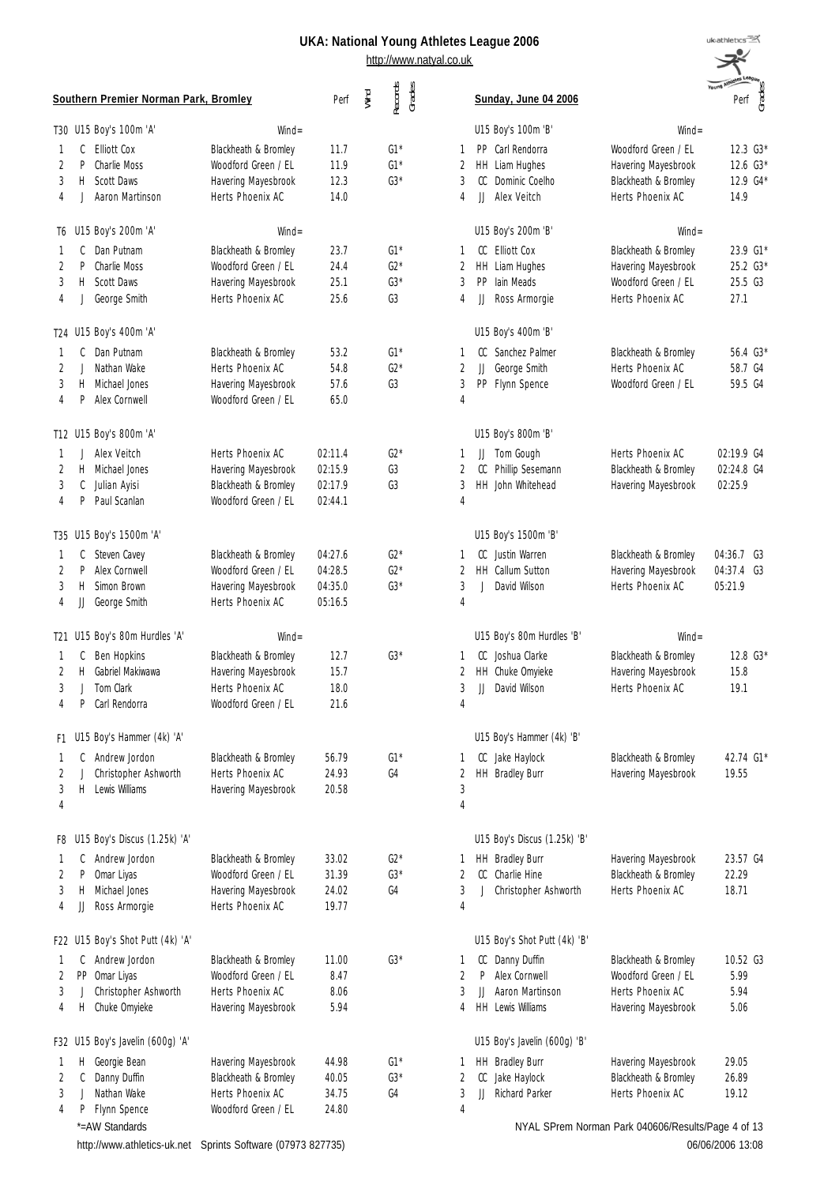# UKA: National Young Athletes League 2006

http://www.natyal.co.uk

**Southern Premier Norman Park, Bromley** — **Sunday, June 04 2006**

### T30 U15 Boy's 100m 'A' (Wind=)

| Pos | | Name | Club | Perf | Grades |
|---|---|---|---|---|---|
| 1 | C | Elliott Cox | Blackheath & Bromley | 11.7 | G1* |
| 2 | P | Charlie Moss | Woodford Green / EL | 11.9 | G1* |
| 3 | H | Scott Daws | Havering Mayesbrook | 12.3 | G3* |
| 4 | J | Aaron Martinson | Herts Phoenix AC | 14.0 | |

### U15 Boy's 100m 'B' (Wind=)

| Pos | | Name | Club | Perf | Grades |
|---|---|---|---|---|---|
| 1 | PP | Carl Rendorra | Woodford Green / EL | 12.3 | G3* |
| 2 | HH | Liam Hughes | Havering Mayesbrook | 12.6 | G3* |
| 3 | CC | Dominic Coelho | Blackheath & Bromley | 12.9 | G4* |
| 4 | JJ | Alex Veitch | Herts Phoenix AC | 14.9 | |

### T6 U15 Boy's 200m 'A' (Wind=)

| Pos | | Name | Club | Perf | Grades |
|---|---|---|---|---|---|
| 1 | C | Dan Putnam | Blackheath & Bromley | 23.7 | G1* |
| 2 | P | Charlie Moss | Woodford Green / EL | 24.4 | G2* |
| 3 | H | Scott Daws | Havering Mayesbrook | 25.1 | G3* |
| 4 | J | George Smith | Herts Phoenix AC | 25.6 | G3 |

### U15 Boy's 200m 'B' (Wind=)

| Pos | | Name | Club | Perf | Grades |
|---|---|---|---|---|---|
| 1 | CC | Elliott Cox | Blackheath & Bromley | 23.9 | G1* |
| 2 | HH | Liam Hughes | Havering Mayesbrook | 25.2 | G3* |
| 3 | PP | Iain Meads | Woodford Green / EL | 25.5 | G3 |
| 4 | JJ | Ross Armorgie | Herts Phoenix AC | 27.1 | |

### T24 U15 Boy's 400m 'A'

| Pos | | Name | Club | Perf | Grades |
|---|---|---|---|---|---|
| 1 | C | Dan Putnam | Blackheath & Bromley | 53.2 | G1* |
| 2 | J | Nathan Wake | Herts Phoenix AC | 54.8 | G2* |
| 3 | H | Michael Jones | Havering Mayesbrook | 57.6 | G3 |
| 4 | P | Alex Cornwell | Woodford Green / EL | 65.0 | |

### U15 Boy's 400m 'B'

| Pos | | Name | Club | Perf | Grades |
|---|---|---|---|---|---|
| 1 | CC | Sanchez Palmer | Blackheath & Bromley | 56.4 | G3* |
| 2 | JJ | George Smith | Herts Phoenix AC | 58.7 | G4 |
| 3 | PP | Flynn Spence | Woodford Green / EL | 59.5 | G4 |
| 4 | | | | | |

### T12 U15 Boy's 800m 'A'

| Pos | | Name | Club | Perf | Grades |
|---|---|---|---|---|---|
| 1 | J | Alex Veitch | Herts Phoenix AC | 02:11.4 | G2* |
| 2 | H | Michael Jones | Havering Mayesbrook | 02:15.9 | G3 |
| 3 | C | Julian Ayisi | Blackheath & Bromley | 02:17.9 | G3 |
| 4 | P | Paul Scanlan | Woodford Green / EL | 02:44.1 | |

### U15 Boy's 800m 'B'

| Pos | | Name | Club | Perf | Grades |
|---|---|---|---|---|---|
| 1 | JJ | Tom Gough | Herts Phoenix AC | 02:19.9 | G4 |
| 2 | CC | Phillip Sesemann | Blackheath & Bromley | 02:24.8 | G4 |
| 3 | HH | John Whitehead | Havering Mayesbrook | 02:25.9 | |
| 4 | | | | | |

### T35 U15 Boy's 1500m 'A'

| Pos | | Name | Club | Perf | Grades |
|---|---|---|---|---|---|
| 1 | C | Steven Cavey | Blackheath & Bromley | 04:27.6 | G2* |
| 2 | P | Alex Cornwell | Woodford Green / EL | 04:28.5 | G2* |
| 3 | H | Simon Brown | Havering Mayesbrook | 04:35.0 | G3* |
| 4 | JJ | George Smith | Herts Phoenix AC | 05:16.5 | |

### U15 Boy's 1500m 'B'

| Pos | | Name | Club | Perf | Grades |
|---|---|---|---|---|---|
| 1 | CC | Justin Warren | Blackheath & Bromley | 04:36.7 | G3 |
| 2 | HH | Callum Sutton | Havering Mayesbrook | 04:37.4 | G3 |
| 3 | J | David Wilson | Herts Phoenix AC | 05:21.9 | |
| 4 | | | | | |

### T21 U15 Boy's 80m Hurdles 'A' (Wind=)

| Pos | | Name | Club | Perf | Grades |
|---|---|---|---|---|---|
| 1 | C | Ben Hopkins | Blackheath & Bromley | 12.7 | G3* |
| 2 | H | Gabriel Makiwawa | Havering Mayesbrook | 15.7 | |
| 3 | J | Tom Clark | Herts Phoenix AC | 18.0 | |
| 4 | P | Carl Rendorra | Woodford Green / EL | 21.6 | |

### U15 Boy's 80m Hurdles 'B' (Wind=)

| Pos | | Name | Club | Perf | Grades |
|---|---|---|---|---|---|
| 1 | CC | Joshua Clarke | Blackheath & Bromley | 12.8 | G3* |
| 2 | HH | Chuke Omyieke | Havering Mayesbrook | 15.8 | |
| 3 | JJ | David Wilson | Herts Phoenix AC | 19.1 | |
| 4 | | | | | |

### F1 U15 Boy's Hammer (4k) 'A'

| Pos | | Name | Club | Perf | Grades |
|---|---|---|---|---|---|
| 1 | C | Andrew Jordon | Blackheath & Bromley | 56.79 | G1* |
| 2 | J | Christopher Ashworth | Herts Phoenix AC | 24.93 | G4 |
| 3 | H | Lewis Williams | Havering Mayesbrook | 20.58 | |
| 4 | | | | | |

### U15 Boy's Hammer (4k) 'B'

| Pos | | Name | Club | Perf | Grades |
|---|---|---|---|---|---|
| 1 | CC | Jake Haylock | Blackheath & Bromley | 42.74 | G1* |
| 2 | HH | Bradley Burr | Havering Mayesbrook | 19.55 | |
| 3 | | | | | |
| 4 | | | | | |

### F8 U15 Boy's Discus (1.25k) 'A'

| Pos | | Name | Club | Perf | Grades |
|---|---|---|---|---|---|
| 1 | C | Andrew Jordon | Blackheath & Bromley | 33.02 | G2* |
| 2 | P | Omar Liyas | Woodford Green / EL | 31.39 | G3* |
| 3 | H | Michael Jones | Havering Mayesbrook | 24.02 | G4 |
| 4 | JJ | Ross Armorgie | Herts Phoenix AC | 19.77 | |

### U15 Boy's Discus (1.25k) 'B'

| Pos | | Name | Club | Perf | Grades |
|---|---|---|---|---|---|
| 1 | HH | Bradley Burr | Havering Mayesbrook | 23.57 | G4 |
| 2 | CC | Charlie Hine | Blackheath & Bromley | 22.29 | |
| 3 | J | Christopher Ashworth | Herts Phoenix AC | 18.71 | |
| 4 | | | | | |

### F22 U15 Boy's Shot Putt (4k) 'A'

| Pos | | Name | Club | Perf | Grades |
|---|---|---|---|---|---|
| 1 | C | Andrew Jordon | Blackheath & Bromley | 11.00 | G3* |
| 2 | PP | Omar Liyas | Woodford Green / EL | 8.47 | |
| 3 | J | Christopher Ashworth | Herts Phoenix AC | 8.06 | |
| 4 | H | Chuke Omyieke | Havering Mayesbrook | 5.94 | |

### U15 Boy's Shot Putt (4k) 'B'

| Pos | | Name | Club | Perf | Grades |
|---|---|---|---|---|---|
| 1 | CC | Danny Duffin | Blackheath & Bromley | 10.52 | G3 |
| 2 | P | Alex Cornwell | Woodford Green / EL | 5.99 | |
| 3 | JJ | Aaron Martinson | Herts Phoenix AC | 5.94 | |
| 4 | HH | Lewis Williams | Havering Mayesbrook | 5.06 | |

### F32 U15 Boy's Javelin (600g) 'A'

| Pos | | Name | Club | Perf | Grades |
|---|---|---|---|---|---|
| 1 | H | Georgie Bean | Havering Mayesbrook | 44.98 | G1* |
| 2 | C | Danny Duffin | Blackheath & Bromley | 40.05 | G3* |
| 3 | J | Nathan Wake | Herts Phoenix AC | 34.75 | G4 |
| 4 | P | Flynn Spence | Woodford Green / EL | 24.80 | |

### U15 Boy's Javelin (600g) 'B'

| Pos | | Name | Club | Perf | Grades |
|---|---|---|---|---|---|
| 1 | HH | Bradley Burr | Havering Mayesbrook | 29.05 | |
| 2 | CC | Jake Haylock | Blackheath & Bromley | 26.89 | |
| 3 | JJ | Richard Parker | Herts Phoenix AC | 19.12 | |
| 4 | | | | | |

*=AW Standards

NYAL SPrem Norman Park 040606/Results

http://www.athletics-uk.net Sprints Software (07973 827735) — 06/06/2006 13:08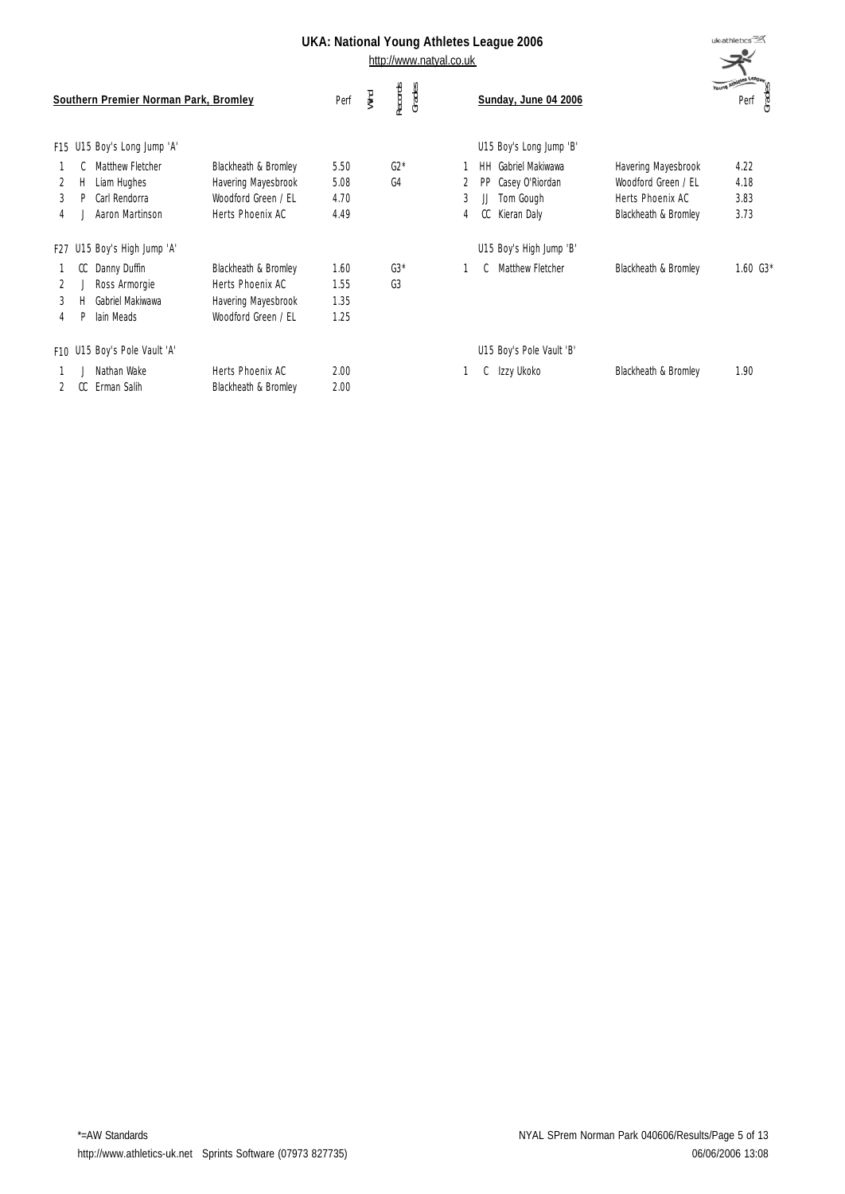# UKA: National Young Athletes League 2006

http://www.natyal.co.uk

**Southern Premier Norman Park, Bromley** — **Sunday, June 04 2006**

### F15 U15 Boy's Long Jump 'A'

| Pos | | Name | Club | Perf | Wind | Records | Grades |
|---|---|---|---|---|---|---|---|
| 1 | C | Matthew Fletcher | Blackheath & Bromley | 5.50 | | | G2* |
| 2 | H | Liam Hughes | Havering Mayesbrook | 5.08 | | | G4 |
| 3 | P | Carl Rendorra | Woodford Green / EL | 4.70 | | | |
| 4 | J | Aaron Martinson | Herts Phoenix AC | 4.49 | | | |

### U15 Boy's Long Jump 'B'

| Pos | | Name | Club | Perf | Grades |
|---|---|---|---|---|---|
| 1 | HH | Gabriel Makiwawa | Havering Mayesbrook | 4.22 | |
| 2 | PP | Casey O'Riordan | Woodford Green / EL | 4.18 | |
| 3 | JJ | Tom Gough | Herts Phoenix AC | 3.83 | |
| 4 | CC | Kieran Daly | Blackheath & Bromley | 3.73 | |

### F27 U15 Boy's High Jump 'A'

| Pos | | Name | Club | Perf | Wind | Records | Grades |
|---|---|---|---|---|---|---|---|
| 1 | CC | Danny Duffin | Blackheath & Bromley | 1.60 | | | G3* |
| 2 | J | Ross Armorgie | Herts Phoenix AC | 1.55 | | | G3 |
| 3 | H | Gabriel Makiwawa | Havering Mayesbrook | 1.35 | | | |
| 4 | P | Iain Meads | Woodford Green / EL | 1.25 | | | |

### U15 Boy's High Jump 'B'

| Pos | | Name | Club | Perf | Grades |
|---|---|---|---|---|---|
| 1 | C | Matthew Fletcher | Blackheath & Bromley | 1.60 | G3* |

### F10 U15 Boy's Pole Vault 'A'

| Pos | | Name | Club | Perf | Wind | Records | Grades |
|---|---|---|---|---|---|---|---|
| 1 | J | Nathan Wake | Herts Phoenix AC | 2.00 | | | |
| 2 | CC | Erman Salih | Blackheath & Bromley | 2.00 | | | |

### U15 Boy's Pole Vault 'B'

| Pos | | Name | Club | Perf | Grades |
|---|---|---|---|---|---|
| 1 | C | Izzy Ukoko | Blackheath & Bromley | 1.90 | |

*=AW Standards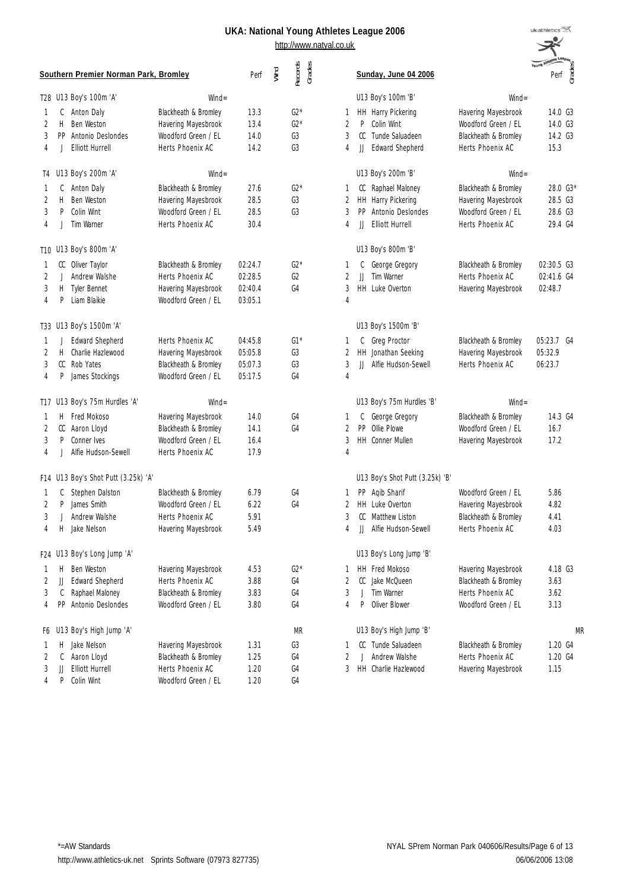# UKA: National Young Athletes League 2006

http://www.natyal.co.uk

**Southern Premier Norman Park, Bromley** — **Sunday, June 04 2006**

### T28 U13 Boy's 100m 'A' — Wind=

| Pos | | Name | Club | Perf | Wind | Records | Grades |
|---|---|---|---|---|---|---|---|
| 1 | C | Anton Daly | Blackheath & Bromley | 13.3 | | | G2* |
| 2 | H | Ben Weston | Havering Mayesbrook | 13.4 | | | G2* |
| 3 | PP | Antonio Deslondes | Woodford Green / EL | 14.0 | | | G3 |
| 4 | J | Elliott Hurrell | Herts Phoenix AC | 14.2 | | | G3 |

### U13 Boy's 100m 'B' — Wind=

| Pos | | Name | Club | Perf | Grades |
|---|---|---|---|---|---|
| 1 | HH | Harry Pickering | Havering Mayesbrook | 14.0 | G3 |
| 2 | P | Colin Wint | Woodford Green / EL | 14.0 | G3 |
| 3 | CC | Tunde Saluadeen | Blackheath & Bromley | 14.2 | G3 |
| 4 | JJ | Edward Shepherd | Herts Phoenix AC | 15.3 | |

### T4 U13 Boy's 200m 'A' — Wind=

| Pos | | Name | Club | Perf | Wind | Records | Grades |
|---|---|---|---|---|---|---|---|
| 1 | C | Anton Daly | Blackheath & Bromley | 27.6 | | | G2* |
| 2 | H | Ben Weston | Havering Mayesbrook | 28.5 | | | G3 |
| 3 | P | Colin Wint | Woodford Green / EL | 28.5 | | | G3 |
| 4 | J | Tim Warner | Herts Phoenix AC | 30.4 | | | |

### U13 Boy's 200m 'B' — Wind=

| Pos | | Name | Club | Perf | Grades |
|---|---|---|---|---|---|
| 1 | CC | Raphael Maloney | Blackheath & Bromley | 28.0 | G3* |
| 2 | HH | Harry Pickering | Havering Mayesbrook | 28.5 | G3 |
| 3 | PP | Antonio Deslondes | Woodford Green / EL | 28.6 | G3 |
| 4 | JJ | Elliott Hurrell | Herts Phoenix AC | 29.4 | G4 |

### T10 U13 Boy's 800m 'A'

| Pos | | Name | Club | Perf | Wind | Records | Grades |
|---|---|---|---|---|---|---|---|
| 1 | CC | Oliver Taylor | Blackheath & Bromley | 02:24.7 | | | G2* |
| 2 | J | Andrew Walshe | Herts Phoenix AC | 02:28.5 | | | G2 |
| 3 | H | Tyler Bennet | Havering Mayesbrook | 02:40.4 | | | G4 |
| 4 | P | Liam Blaikie | Woodford Green / EL | 03:05.1 | | | |

### U13 Boy's 800m 'B'

| Pos | | Name | Club | Perf | Grades |
|---|---|---|---|---|---|
| 1 | C | George Gregory | Blackheath & Bromley | 02:30.5 | G3 |
| 2 | JJ | Tim Warner | Herts Phoenix AC | 02:41.6 | G4 |
| 3 | HH | Luke Overton | Havering Mayesbrook | 02:48.7 | |
| 4 | | | | | |

### T33 U13 Boy's 1500m 'A'

| Pos | | Name | Club | Perf | Wind | Records | Grades |
|---|---|---|---|---|---|---|---|
| 1 | J | Edward Shepherd | Herts Phoenix AC | 04:45.8 | | | G1* |
| 2 | H | Charlie Hazlewood | Havering Mayesbrook | 05:05.8 | | | G3 |
| 3 | CC | Rob Yates | Blackheath & Bromley | 05:07.3 | | | G3 |
| 4 | P | James Stockings | Woodford Green / EL | 05:17.5 | | | G4 |

### U13 Boy's 1500m 'B'

| Pos | | Name | Club | Perf | Grades |
|---|---|---|---|---|---|
| 1 | C | Greg Proctor | Blackheath & Bromley | 05:23.7 | G4 |
| 2 | HH | Jonathan Seeking | Havering Mayesbrook | 05:32.9 | |
| 3 | JJ | Alfie Hudson-Sewell | Herts Phoenix AC | 06:23.7 | |
| 4 | | | | | |

### T17 U13 Boy's 75m Hurdles 'A' — Wind=

| Pos | | Name | Club | Perf | Wind | Records | Grades |
|---|---|---|---|---|---|---|---|
| 1 | H | Fred Mokoso | Havering Mayesbrook | 14.0 | | | G4 |
| 2 | CC | Aaron Lloyd | Blackheath & Bromley | 14.1 | | | G4 |
| 3 | P | Conner Ives | Woodford Green / EL | 16.4 | | | |
| 4 | J | Alfie Hudson-Sewell | Herts Phoenix AC | 17.9 | | | |

### U13 Boy's 75m Hurdles 'B' — Wind=

| Pos | | Name | Club | Perf | Grades |
|---|---|---|---|---|---|
| 1 | C | George Gregory | Blackheath & Bromley | 14.3 | G4 |
| 2 | PP | Ollie Plowe | Woodford Green / EL | 16.7 | |
| 3 | HH | Conner Mullen | Havering Mayesbrook | 17.2 | |
| 4 | | | | | |

### F14 U13 Boy's Shot Putt (3.25k) 'A'

| Pos | | Name | Club | Perf | Wind | Records | Grades |
|---|---|---|---|---|---|---|---|
| 1 | C | Stephen Dalston | Blackheath & Bromley | 6.79 | | | G4 |
| 2 | P | James Smith | Woodford Green / EL | 6.22 | | | G4 |
| 3 | J | Andrew Walshe | Herts Phoenix AC | 5.91 | | | |
| 4 | H | Jake Nelson | Havering Mayesbrook | 5.49 | | | |

### U13 Boy's Shot Putt (3.25k) 'B'

| Pos | | Name | Club | Perf | Grades |
|---|---|---|---|---|---|
| 1 | PP | Aqib Sharif | Woodford Green / EL | 5.86 | |
| 2 | HH | Luke Overton | Havering Mayesbrook | 4.82 | |
| 3 | CC | Matthew Liston | Blackheath & Bromley | 4.41 | |
| 4 | JJ | Alfie Hudson-Sewell | Herts Phoenix AC | 4.03 | |

### F24 U13 Boy's Long Jump 'A'

| Pos | | Name | Club | Perf | Wind | Records | Grades |
|---|---|---|---|---|---|---|---|
| 1 | H | Ben Weston | Havering Mayesbrook | 4.53 | | | G2* |
| 2 | JJ | Edward Shepherd | Herts Phoenix AC | 3.88 | | | G4 |
| 3 | C | Raphael Maloney | Blackheath & Bromley | 3.83 | | | G4 |
| 4 | PP | Antonio Deslondes | Woodford Green / EL | 3.80 | | | G4 |

### U13 Boy's Long Jump 'B'

| Pos | | Name | Club | Perf | Grades |
|---|---|---|---|---|---|
| 1 | HH | Fred Mokoso | Havering Mayesbrook | 4.18 | G3 |
| 2 | CC | Jake McQueen | Blackheath & Bromley | 3.63 | |
| 3 | J | Tim Warner | Herts Phoenix AC | 3.62 | |
| 4 | P | Oliver Blower | Woodford Green / EL | 3.13 | |

### F6 U13 Boy's High Jump 'A' — MR

| Pos | | Name | Club | Perf | Wind | Records | Grades |
|---|---|---|---|---|---|---|---|
| 1 | H | Jake Nelson | Havering Mayesbrook | 1.31 | | | G3 |
| 2 | C | Aaron Lloyd | Blackheath & Bromley | 1.25 | | | G4 |
| 3 | JJ | Elliott Hurrell | Herts Phoenix AC | 1.20 | | | G4 |
| 4 | P | Colin Wint | Woodford Green / EL | 1.20 | | | G4 |

### U13 Boy's High Jump 'B' — MR

| Pos | | Name | Club | Perf | Grades |
|---|---|---|---|---|---|
| 1 | CC | Tunde Saluadeen | Blackheath & Bromley | 1.20 | G4 |
| 2 | J | Andrew Walshe | Herts Phoenix AC | 1.20 | G4 |
| 3 | HH | Charlie Hazlewood | Havering Mayesbrook | 1.15 | |

*=AW Standards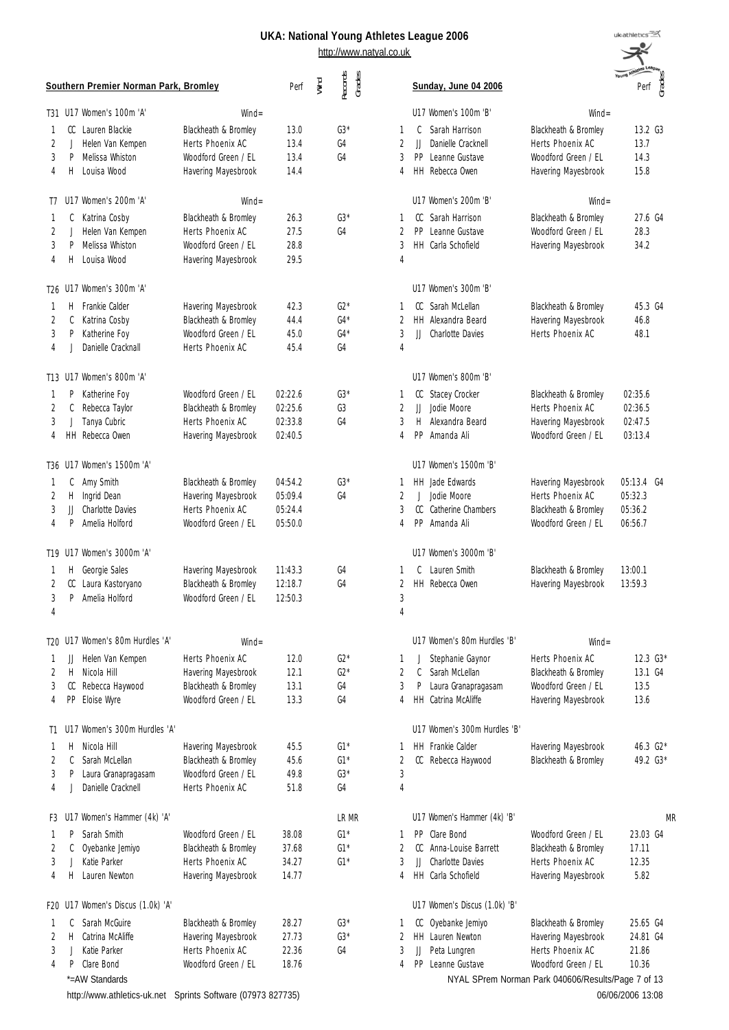# UKA: National Young Athletes League 2006

http://www.natyal.co.uk

**Southern Premier Norman Park, Bromley** — **Sunday, June 04 2006**

### T31 U17 Women's 100m 'A' Wind=

| Pos | | Name | Club | Perf | Wind | Records | Grades |
|---|---|---|---|---|---|---|---|
| 1 | CC | Lauren Blackie | Blackheath & Bromley | 13.0 | | | G3* |
| 2 | J | Helen Van Kempen | Herts Phoenix AC | 13.4 | | | G4 |
| 3 | P | Melissa Whiston | Woodford Green / EL | 13.4 | | | G4 |
| 4 | H | Louisa Wood | Havering Mayesbrook | 14.4 | | | |

### U17 Women's 100m 'B' Wind=

| Pos | | Name | Club | Perf | Grades |
|---|---|---|---|---|---|
| 1 | C | Sarah Harrison | Blackheath & Bromley | 13.2 | G3 |
| 2 | JJ | Danielle Cracknell | Herts Phoenix AC | 13.7 | |
| 3 | PP | Leanne Gustave | Woodford Green / EL | 14.3 | |
| 4 | HH | Rebecca Owen | Havering Mayesbrook | 15.8 | |

### T7 U17 Women's 200m 'A' Wind=

| Pos | | Name | Club | Perf | Wind | Records | Grades |
|---|---|---|---|---|---|---|---|
| 1 | C | Katrina Cosby | Blackheath & Bromley | 26.3 | | | G3* |
| 2 | J | Helen Van Kempen | Herts Phoenix AC | 27.5 | | | G4 |
| 3 | P | Melissa Whiston | Woodford Green / EL | 28.8 | | | |
| 4 | H | Louisa Wood | Havering Mayesbrook | 29.5 | | | |

### U17 Women's 200m 'B' Wind=

| Pos | | Name | Club | Perf | Grades |
|---|---|---|---|---|---|
| 1 | CC | Sarah Harrison | Blackheath & Bromley | 27.6 | G4 |
| 2 | PP | Leanne Gustave | Woodford Green / EL | 28.3 | |
| 3 | HH | Carla Schofield | Havering Mayesbrook | 34.2 | |
| 4 | | | | | |

### T26 U17 Women's 300m 'A'

| Pos | | Name | Club | Perf | Wind | Records | Grades |
|---|---|---|---|---|---|---|---|
| 1 | H | Frankie Calder | Havering Mayesbrook | 42.3 | | | G2* |
| 2 | C | Katrina Cosby | Blackheath & Bromley | 44.4 | | | G4* |
| 3 | P | Katherine Foy | Woodford Green / EL | 45.0 | | | G4* |
| 4 | J | Danielle Cracknell | Herts Phoenix AC | 45.4 | | | G4 |

### U17 Women's 300m 'B'

| Pos | | Name | Club | Perf | Grades |
|---|---|---|---|---|---|
| 1 | CC | Sarah McLellan | Blackheath & Bromley | 45.3 | G4 |
| 2 | HH | Alexandra Beard | Havering Mayesbrook | 46.8 | |
| 3 | JJ | Charlotte Davies | Herts Phoenix AC | 48.1 | |
| 4 | | | | | |

### T13 U17 Women's 800m 'A'

| Pos | | Name | Club | Perf | Wind | Records | Grades |
|---|---|---|---|---|---|---|---|
| 1 | P | Katherine Foy | Woodford Green / EL | 02:22.6 | | | G3* |
| 2 | C | Rebecca Taylor | Blackheath & Bromley | 02:25.6 | | | G3 |
| 3 | J | Tanya Cubric | Herts Phoenix AC | 02:33.8 | | | G4 |
| 4 | HH | Rebecca Owen | Havering Mayesbrook | 02:40.5 | | | |

### U17 Women's 800m 'B'

| Pos | | Name | Club | Perf | Grades |
|---|---|---|---|---|---|
| 1 | CC | Stacey Crocker | Blackheath & Bromley | 02:35.6 | |
| 2 | JJ | Jodie Moore | Herts Phoenix AC | 02:36.5 | |
| 3 | H | Alexandra Beard | Havering Mayesbrook | 02:47.5 | |
| 4 | PP | Amanda Ali | Woodford Green / EL | 03:13.4 | |

### T36 U17 Women's 1500m 'A'

| Pos | | Name | Club | Perf | Wind | Records | Grades |
|---|---|---|---|---|---|---|---|
| 1 | C | Amy Smith | Blackheath & Bromley | 04:54.2 | | | G3* |
| 2 | H | Ingrid Dean | Havering Mayesbrook | 05:09.4 | | | G4 |
| 3 | JJ | Charlotte Davies | Herts Phoenix AC | 05:24.4 | | | |
| 4 | P | Amelia Holford | Woodford Green / EL | 05:50.0 | | | |

### U17 Women's 1500m 'B'

| Pos | | Name | Club | Perf | Grades |
|---|---|---|---|---|---|
| 1 | HH | Jade Edwards | Havering Mayesbrook | 05:13.4 | G4 |
| 2 | J | Jodie Moore | Herts Phoenix AC | 05:32.3 | |
| 3 | CC | Catherine Chambers | Blackheath & Bromley | 05:36.2 | |
| 4 | PP | Amanda Ali | Woodford Green / EL | 06:56.7 | |

### T19 U17 Women's 3000m 'A'

| Pos | | Name | Club | Perf | Wind | Records | Grades |
|---|---|---|---|---|---|---|---|
| 1 | H | Georgie Sales | Havering Mayesbrook | 11:43.3 | | | G4 |
| 2 | CC | Laura Kastoryano | Blackheath & Bromley | 12:18.7 | | | G4 |
| 3 | P | Amelia Holford | Woodford Green / EL | 12:50.3 | | | |
| 4 | | | | | | | |

### U17 Women's 3000m 'B'

| Pos | | Name | Club | Perf | Grades |
|---|---|---|---|---|---|
| 1 | C | Lauren Smith | Blackheath & Bromley | 13:00.1 | |
| 2 | HH | Rebecca Owen | Havering Mayesbrook | 13:59.3 | |
| 3 | | | | | |
| 4 | | | | | |

### T20 U17 Women's 80m Hurdles 'A' Wind=

| Pos | | Name | Club | Perf | Wind | Records | Grades |
|---|---|---|---|---|---|---|---|
| 1 | JJ | Helen Van Kempen | Herts Phoenix AC | 12.0 | | | G2* |
| 2 | H | Nicola Hill | Havering Mayesbrook | 12.1 | | | G2* |
| 3 | CC | Rebecca Haywood | Blackheath & Bromley | 13.1 | | | G4 |
| 4 | PP | Eloise Wyre | Woodford Green / EL | 13.3 | | | G4 |

### U17 Women's 80m Hurdles 'B' Wind=

| Pos | | Name | Club | Perf | Grades |
|---|---|---|---|---|---|
| 1 | J | Stephanie Gaynor | Herts Phoenix AC | 12.3 | G3* |
| 2 | C | Sarah McLellan | Blackheath & Bromley | 13.1 | G4 |
| 3 | P | Laura Granapragasam | Woodford Green / EL | 13.5 | |
| 4 | HH | Catrina McAliffe | Havering Mayesbrook | 13.6 | |

### T1 U17 Women's 300m Hurdles 'A'

| Pos | | Name | Club | Perf | Wind | Records | Grades |
|---|---|---|---|---|---|---|---|
| 1 | H | Nicola Hill | Havering Mayesbrook | 45.5 | | | G1* |
| 2 | C | Sarah McLellan | Blackheath & Bromley | 45.6 | | | G1* |
| 3 | P | Laura Granapragasam | Woodford Green / EL | 49.8 | | | G3* |
| 4 | J | Danielle Cracknell | Herts Phoenix AC | 51.8 | | | G4 |

### U17 Women's 300m Hurdles 'B'

| Pos | | Name | Club | Perf | Grades |
|---|---|---|---|---|---|
| 1 | HH | Frankie Calder | Havering Mayesbrook | 46.3 | G2* |
| 2 | CC | Rebecca Haywood | Blackheath & Bromley | 49.2 | G3* |
| 3 | | | | | |
| 4 | | | | | |

### F3 U17 Women's Hammer (4k) 'A'

| Pos | | Name | Club | Perf | Wind | Records | Grades |
|---|---|---|---|---|---|---|---|
| | | | | | | LR MR | |
| 1 | P | Sarah Smith | Woodford Green / EL | 38.08 | | | G1* |
| 2 | C | Oyebanke Jemiyo | Blackheath & Bromley | 37.68 | | | G1* |
| 3 | J | Katie Parker | Herts Phoenix AC | 34.27 | | | G1* |
| 4 | H | Lauren Newton | Havering Mayesbrook | 14.77 | | | |

### U17 Women's Hammer (4k) 'B' MR

| Pos | | Name | Club | Perf | Grades |
|---|---|---|---|---|---|
| 1 | PP | Clare Bond | Woodford Green / EL | 23.03 | G4 |
| 2 | CC | Anna-Louise Barrett | Blackheath & Bromley | 17.11 | |
| 3 | JJ | Charlotte Davies | Herts Phoenix AC | 12.35 | |
| 4 | HH | Carla Schofield | Havering Mayesbrook | 5.82 | |

### F20 U17 Women's Discus (1.0k) 'A'

| Pos | | Name | Club | Perf | Wind | Records | Grades |
|---|---|---|---|---|---|---|---|
| 1 | C | Sarah McGuire | Blackheath & Bromley | 28.27 | | | G3* |
| 2 | H | Catrina McAliffe | Havering Mayesbrook | 27.73 | | | G3* |
| 3 | J | Katie Parker | Herts Phoenix AC | 22.36 | | | G4 |
| 4 | P | Clare Bond | Woodford Green / EL | 18.76 | | | |

### U17 Women's Discus (1.0k) 'B'

| Pos | | Name | Club | Perf | Grades |
|---|---|---|---|---|---|
| 1 | CC | Oyebanke Jemiyo | Blackheath & Bromley | 25.65 | G4 |
| 2 | HH | Lauren Newton | Havering Mayesbrook | 24.81 | G4 |
| 3 | JJ | Peta Lungren | Herts Phoenix AC | 21.86 | |
| 4 | PP | Leanne Gustave | Woodford Green / EL | 10.36 | |

*=AW Standards

NYAL SPrem Norman Park 040606/Results

http://www.athletics-uk.net Sprints Software (07973 827735) 06/06/2006 13:08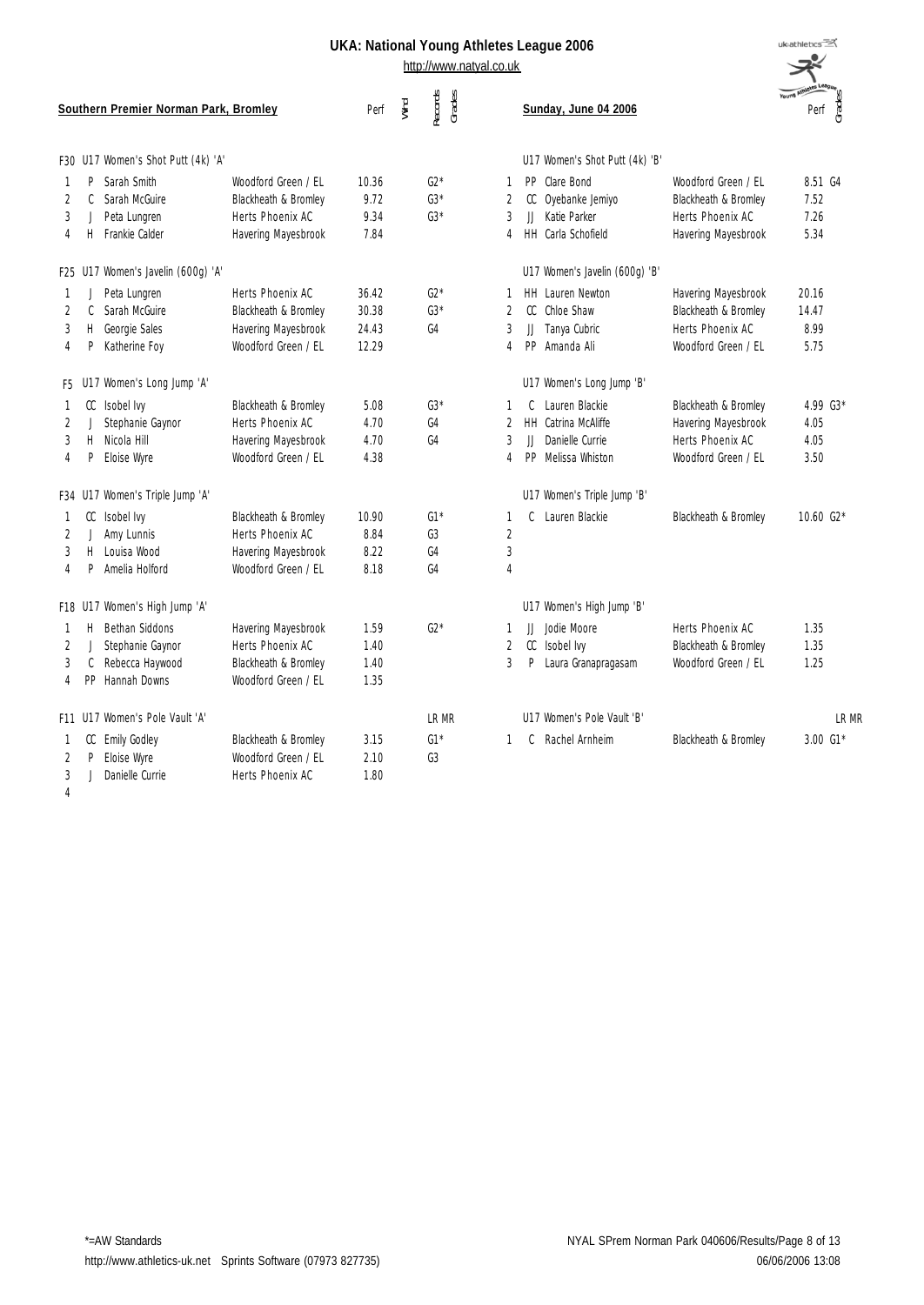# UKA: National Young Athletes League 2006

http://www.natyal.co.uk

**Southern Premier Norman Park, Bromley** — **Sunday, June 04 2006**

### F30 U17 Women's Shot Putt (4k) 'A'

| Pos | | Name | Club | Perf | Wind | Records | Grades |
|---|---|---|---|---|---|---|---|
| 1 | P | Sarah Smith | Woodford Green / EL | 10.36 | | | G2* |
| 2 | C | Sarah McGuire | Blackheath & Bromley | 9.72 | | | G3* |
| 3 | J | Peta Lungren | Herts Phoenix AC | 9.34 | | | G3* |
| 4 | H | Frankie Calder | Havering Mayesbrook | 7.84 | | | |

### U17 Women's Shot Putt (4k) 'B'

| Pos | | Name | Club | Perf | Grades |
|---|---|---|---|---|---|
| 1 | PP | Clare Bond | Woodford Green / EL | 8.51 | G4 |
| 2 | CC | Oyebanke Jemiyo | Blackheath & Bromley | 7.52 | |
| 3 | JJ | Katie Parker | Herts Phoenix AC | 7.26 | |
| 4 | HH | Carla Schofield | Havering Mayesbrook | 5.34 | |

### F25 U17 Women's Javelin (600g) 'A'

| Pos | | Name | Club | Perf | Wind | Records | Grades |
|---|---|---|---|---|---|---|---|
| 1 | J | Peta Lungren | Herts Phoenix AC | 36.42 | | | G2* |
| 2 | C | Sarah McGuire | Blackheath & Bromley | 30.38 | | | G3* |
| 3 | H | Georgie Sales | Havering Mayesbrook | 24.43 | | | G4 |
| 4 | P | Katherine Foy | Woodford Green / EL | 12.29 | | | |

### U17 Women's Javelin (600g) 'B'

| Pos | | Name | Club | Perf | Grades |
|---|---|---|---|---|---|
| 1 | HH | Lauren Newton | Havering Mayesbrook | 20.16 | |
| 2 | CC | Chloe Shaw | Blackheath & Bromley | 14.47 | |
| 3 | JJ | Tanya Cubric | Herts Phoenix AC | 8.99 | |
| 4 | PP | Amanda Ali | Woodford Green / EL | 5.75 | |

### F5 U17 Women's Long Jump 'A'

| Pos | | Name | Club | Perf | Wind | Records | Grades |
|---|---|---|---|---|---|---|---|
| 1 | CC | Isobel Ivy | Blackheath & Bromley | 5.08 | | | G3* |
| 2 | J | Stephanie Gaynor | Herts Phoenix AC | 4.70 | | | G4 |
| 3 | H | Nicola Hill | Havering Mayesbrook | 4.70 | | | G4 |
| 4 | P | Eloise Wyre | Woodford Green / EL | 4.38 | | | |

### U17 Women's Long Jump 'B'

| Pos | | Name | Club | Perf | Grades |
|---|---|---|---|---|---|
| 1 | C | Lauren Blackie | Blackheath & Bromley | 4.99 | G3* |
| 2 | HH | Catrina McAliffe | Havering Mayesbrook | 4.05 | |
| 3 | JJ | Danielle Currie | Herts Phoenix AC | 4.05 | |
| 4 | PP | Melissa Whiston | Woodford Green / EL | 3.50 | |

### F34 U17 Women's Triple Jump 'A'

| Pos | | Name | Club | Perf | Wind | Records | Grades |
|---|---|---|---|---|---|---|---|
| 1 | CC | Isobel Ivy | Blackheath & Bromley | 10.90 | | | G1* |
| 2 | J | Amy Lunnis | Herts Phoenix AC | 8.84 | | | G3 |
| 3 | H | Louisa Wood | Havering Mayesbrook | 8.22 | | | G4 |
| 4 | P | Amelia Holford | Woodford Green / EL | 8.18 | | | G4 |

### U17 Women's Triple Jump 'B'

| Pos | | Name | Club | Perf | Grades |
|---|---|---|---|---|---|
| 1 | C | Lauren Blackie | Blackheath & Bromley | 10.60 | G2* |
| 2 | | | | | |
| 3 | | | | | |
| 4 | | | | | |

### F18 U17 Women's High Jump 'A'

| Pos | | Name | Club | Perf | Wind | Records | Grades |
|---|---|---|---|---|---|---|---|
| 1 | H | Bethan Siddons | Havering Mayesbrook | 1.59 | | | G2* |
| 2 | J | Stephanie Gaynor | Herts Phoenix AC | 1.40 | | | |
| 3 | C | Rebecca Haywood | Blackheath & Bromley | 1.40 | | | |
| 4 | PP | Hannah Downs | Woodford Green / EL | 1.35 | | | |

### U17 Women's High Jump 'B'

| Pos | | Name | Club | Perf | Grades |
|---|---|---|---|---|---|
| 1 | JJ | Jodie Moore | Herts Phoenix AC | 1.35 | |
| 2 | CC | Isobel Ivy | Blackheath & Bromley | 1.35 | |
| 3 | P | Laura Granapragasam | Woodford Green / EL | 1.25 | |

### F11 U17 Women's Pole Vault 'A'

| Pos | | Name | Club | Perf | Wind | Records | Grades |
|---|---|---|---|---|---|---|---|
| | | | | | | LR MR | |
| 1 | CC | Emily Godley | Blackheath & Bromley | 3.15 | | | G1* |
| 2 | P | Eloise Wyre | Woodford Green / EL | 2.10 | | | G3 |
| 3 | J | Danielle Currie | Herts Phoenix AC | 1.80 | | | |
| 4 | | | | | | | |

### U17 Women's Pole Vault 'B'

| Pos | | Name | Club | Perf | Grades |
|---|---|---|---|---|---|
| | | | | LR MR | |
| 1 | C | Rachel Arnheim | Blackheath & Bromley | 3.00 | G1* |

*=AW Standards

http://www.athletics-uk.net Sprints Software (07973 827735)

NYAL SPrem Norman Park 040606/Results

06/06/2006 13:08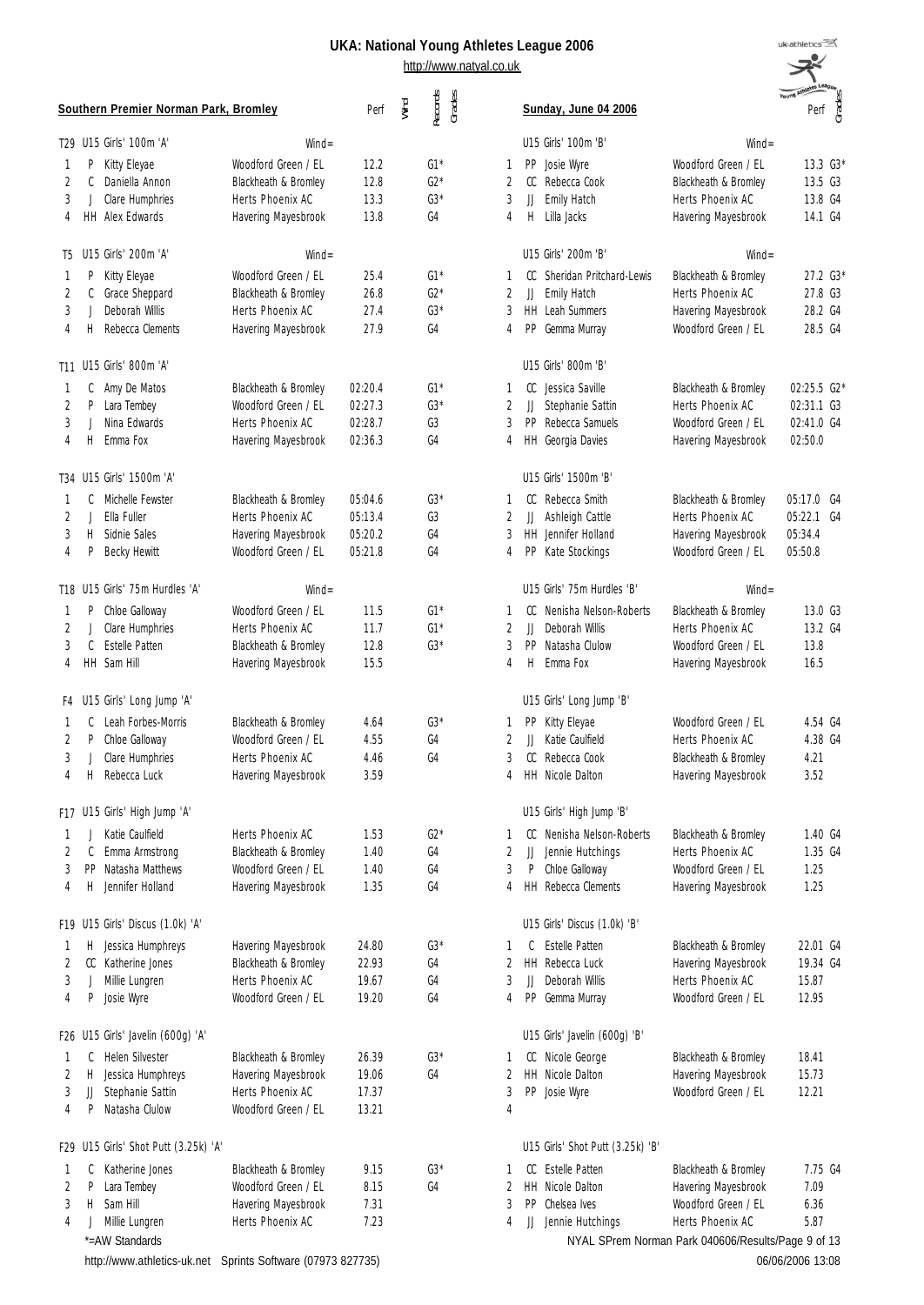# UKA: National Young Athletes League 2006

http://www.natyal.co.uk

## Southern Premier Norman Park, Bromley — Sunday, June 04 2006

### T29 U15 Girls' 100m 'A' (Wind=)

| Pos | | Name | Club | Perf | Grades |
|---|---|---|---|---|---|
| 1 | P | Kitty Eleyae | Woodford Green / EL | 12.2 | G1* |
| 2 | C | Daniella Annon | Blackheath & Bromley | 12.8 | G2* |
| 3 | J | Clare Humphries | Herts Phoenix AC | 13.3 | G3* |
| 4 | HH | Alex Edwards | Havering Mayesbrook | 13.8 | G4 |

### U15 Girls' 100m 'B' (Wind=)

| Pos | | Name | Club | Perf | Grades |
|---|---|---|---|---|---|
| 1 | PP | Josie Wyre | Woodford Green / EL | 13.3 | G3* |
| 2 | CC | Rebecca Cook | Blackheath & Bromley | 13.5 | G3 |
| 3 | JJ | Emily Hatch | Herts Phoenix AC | 13.8 | G4 |
| 4 | H | Lilla Jacks | Havering Mayesbrook | 14.1 | G4 |

### T5 U15 Girls' 200m 'A' (Wind=)

| Pos | | Name | Club | Perf | Grades |
|---|---|---|---|---|---|
| 1 | P | Kitty Eleyae | Woodford Green / EL | 25.4 | G1* |
| 2 | C | Grace Sheppard | Blackheath & Bromley | 26.8 | G2* |
| 3 | J | Deborah Willis | Herts Phoenix AC | 27.4 | G3* |
| 4 | H | Rebecca Clements | Havering Mayesbrook | 27.9 | G4 |

### U15 Girls' 200m 'B' (Wind=)

| Pos | | Name | Club | Perf | Grades |
|---|---|---|---|---|---|
| 1 | CC | Sheridan Pritchard-Lewis | Blackheath & Bromley | 27.2 | G3* |
| 2 | JJ | Emily Hatch | Herts Phoenix AC | 27.8 | G3 |
| 3 | HH | Leah Summers | Havering Mayesbrook | 28.2 | G4 |
| 4 | PP | Gemma Murray | Woodford Green / EL | 28.5 | G4 |

### T11 U15 Girls' 800m 'A'

| Pos | | Name | Club | Perf | Grades |
|---|---|---|---|---|---|
| 1 | C | Amy De Matos | Blackheath & Bromley | 02:20.4 | G1* |
| 2 | P | Lara Tembey | Woodford Green / EL | 02:27.3 | G3* |
| 3 | J | Nina Edwards | Herts Phoenix AC | 02:28.7 | G3 |
| 4 | H | Emma Fox | Havering Mayesbrook | 02:36.3 | G4 |

### U15 Girls' 800m 'B'

| Pos | | Name | Club | Perf | Grades |
|---|---|---|---|---|---|
| 1 | CC | Jessica Saville | Blackheath & Bromley | 02:25.5 | G2* |
| 2 | JJ | Stephanie Sattin | Herts Phoenix AC | 02:31.1 | G3 |
| 3 | PP | Rebecca Samuels | Woodford Green / EL | 02:41.0 | G4 |
| 4 | HH | Georgia Davies | Havering Mayesbrook | 02:50.0 | |

### T34 U15 Girls' 1500m 'A'

| Pos | | Name | Club | Perf | Grades |
|---|---|---|---|---|---|
| 1 | C | Michelle Fewster | Blackheath & Bromley | 05:04.6 | G3* |
| 2 | J | Ella Fuller | Herts Phoenix AC | 05:13.4 | G3 |
| 3 | H | Sidnie Sales | Havering Mayesbrook | 05:20.2 | G4 |
| 4 | P | Becky Hewitt | Woodford Green / EL | 05:21.8 | G4 |

### U15 Girls' 1500m 'B'

| Pos | | Name | Club | Perf | Grades |
|---|---|---|---|---|---|
| 1 | CC | Rebecca Smith | Blackheath & Bromley | 05:17.0 | G4 |
| 2 | JJ | Ashleigh Cattle | Herts Phoenix AC | 05:22.1 | G4 |
| 3 | HH | Jennifer Holland | Havering Mayesbrook | 05:34.4 | |
| 4 | PP | Kate Stockings | Woodford Green / EL | 05:50.8 | |

### T18 U15 Girls' 75m Hurdles 'A' (Wind=)

| Pos | | Name | Club | Perf | Grades |
|---|---|---|---|---|---|
| 1 | P | Chloe Galloway | Woodford Green / EL | 11.5 | G1* |
| 2 | J | Clare Humphries | Herts Phoenix AC | 11.7 | G1* |
| 3 | C | Estelle Patten | Blackheath & Bromley | 12.8 | G3* |
| 4 | HH | Sam Hill | Havering Mayesbrook | 15.5 | |

### U15 Girls' 75m Hurdles 'B' (Wind=)

| Pos | | Name | Club | Perf | Grades |
|---|---|---|---|---|---|
| 1 | CC | Nenisha Nelson-Roberts | Blackheath & Bromley | 13.0 | G3 |
| 2 | JJ | Deborah Willis | Herts Phoenix AC | 13.2 | G4 |
| 3 | PP | Natasha Clulow | Woodford Green / EL | 13.8 | |
| 4 | H | Emma Fox | Havering Mayesbrook | 16.5 | |

### F4 U15 Girls' Long Jump 'A'

| Pos | | Name | Club | Perf | Grades |
|---|---|---|---|---|---|
| 1 | C | Leah Forbes-Morris | Blackheath & Bromley | 4.64 | G3* |
| 2 | P | Chloe Galloway | Woodford Green / EL | 4.55 | G4 |
| 3 | J | Clare Humphries | Herts Phoenix AC | 4.46 | G4 |
| 4 | H | Rebecca Luck | Havering Mayesbrook | 3.59 | |

### U15 Girls' Long Jump 'B'

| Pos | | Name | Club | Perf | Grades |
|---|---|---|---|---|---|
| 1 | PP | Kitty Eleyae | Woodford Green / EL | 4.54 | G4 |
| 2 | JJ | Katie Caulfield | Herts Phoenix AC | 4.38 | G4 |
| 3 | CC | Rebecca Cook | Blackheath & Bromley | 4.21 | |
| 4 | HH | Nicole Dalton | Havering Mayesbrook | 3.52 | |

### F17 U15 Girls' High Jump 'A'

| Pos | | Name | Club | Perf | Grades |
|---|---|---|---|---|---|
| 1 | J | Katie Caulfield | Herts Phoenix AC | 1.53 | G2* |
| 2 | C | Emma Armstrong | Blackheath & Bromley | 1.40 | G4 |
| 3 | PP | Natasha Matthews | Woodford Green / EL | 1.40 | G4 |
| 4 | H | Jennifer Holland | Havering Mayesbrook | 1.35 | G4 |

### U15 Girls' High Jump 'B'

| Pos | | Name | Club | Perf | Grades |
|---|---|---|---|---|---|
| 1 | CC | Nenisha Nelson-Roberts | Blackheath & Bromley | 1.40 | G4 |
| 2 | JJ | Jennie Hutchings | Herts Phoenix AC | 1.35 | G4 |
| 3 | P | Chloe Galloway | Woodford Green / EL | 1.25 | |
| 4 | HH | Rebecca Clements | Havering Mayesbrook | 1.25 | |

### F19 U15 Girls' Discus (1.0k) 'A'

| Pos | | Name | Club | Perf | Grades |
|---|---|---|---|---|---|
| 1 | H | Jessica Humphreys | Havering Mayesbrook | 24.80 | G3* |
| 2 | CC | Katherine Jones | Blackheath & Bromley | 22.93 | G4 |
| 3 | J | Millie Lungren | Herts Phoenix AC | 19.67 | G4 |
| 4 | P | Josie Wyre | Woodford Green / EL | 19.20 | G4 |

### U15 Girls' Discus (1.0k) 'B'

| Pos | | Name | Club | Perf | Grades |
|---|---|---|---|---|---|
| 1 | C | Estelle Patten | Blackheath & Bromley | 22.01 | G4 |
| 2 | HH | Rebecca Luck | Havering Mayesbrook | 19.34 | G4 |
| 3 | JJ | Deborah Willis | Herts Phoenix AC | 15.87 | |
| 4 | PP | Gemma Murray | Woodford Green / EL | 12.95 | |

### F26 U15 Girls' Javelin (600g) 'A'

| Pos | | Name | Club | Perf | Grades |
|---|---|---|---|---|---|
| 1 | C | Helen Silvester | Blackheath & Bromley | 26.39 | G3* |
| 2 | H | Jessica Humphreys | Havering Mayesbrook | 19.06 | G4 |
| 3 | JJ | Stephanie Sattin | Herts Phoenix AC | 17.37 | |
| 4 | P | Natasha Clulow | Woodford Green / EL | 13.21 | |

### U15 Girls' Javelin (600g) 'B'

| Pos | | Name | Club | Perf | Grades |
|---|---|---|---|---|---|
| 1 | CC | Nicole George | Blackheath & Bromley | 18.41 | |
| 2 | HH | Nicole Dalton | Havering Mayesbrook | 15.73 | |
| 3 | PP | Josie Wyre | Woodford Green / EL | 12.21 | |
| 4 | | | | | |

### F29 U15 Girls' Shot Putt (3.25k) 'A'

| Pos | | Name | Club | Perf | Grades |
|---|---|---|---|---|---|
| 1 | C | Katherine Jones | Blackheath & Bromley | 9.15 | G3* |
| 2 | P | Lara Tembey | Woodford Green / EL | 8.15 | G4 |
| 3 | H | Sam Hill | Havering Mayesbrook | 7.31 | |
| 4 | J | Millie Lungren | Herts Phoenix AC | 7.23 | |

### U15 Girls' Shot Putt (3.25k) 'B'

| Pos | | Name | Club | Perf | Grades |
|---|---|---|---|---|---|
| 1 | CC | Estelle Patten | Blackheath & Bromley | 7.75 | G4 |
| 2 | HH | Nicole Dalton | Havering Mayesbrook | 7.09 | |
| 3 | PP | Chelsea Ives | Woodford Green / EL | 6.36 | |
| 4 | JJ | Jennie Hutchings | Herts Phoenix AC | 5.87 | |

*=AW Standards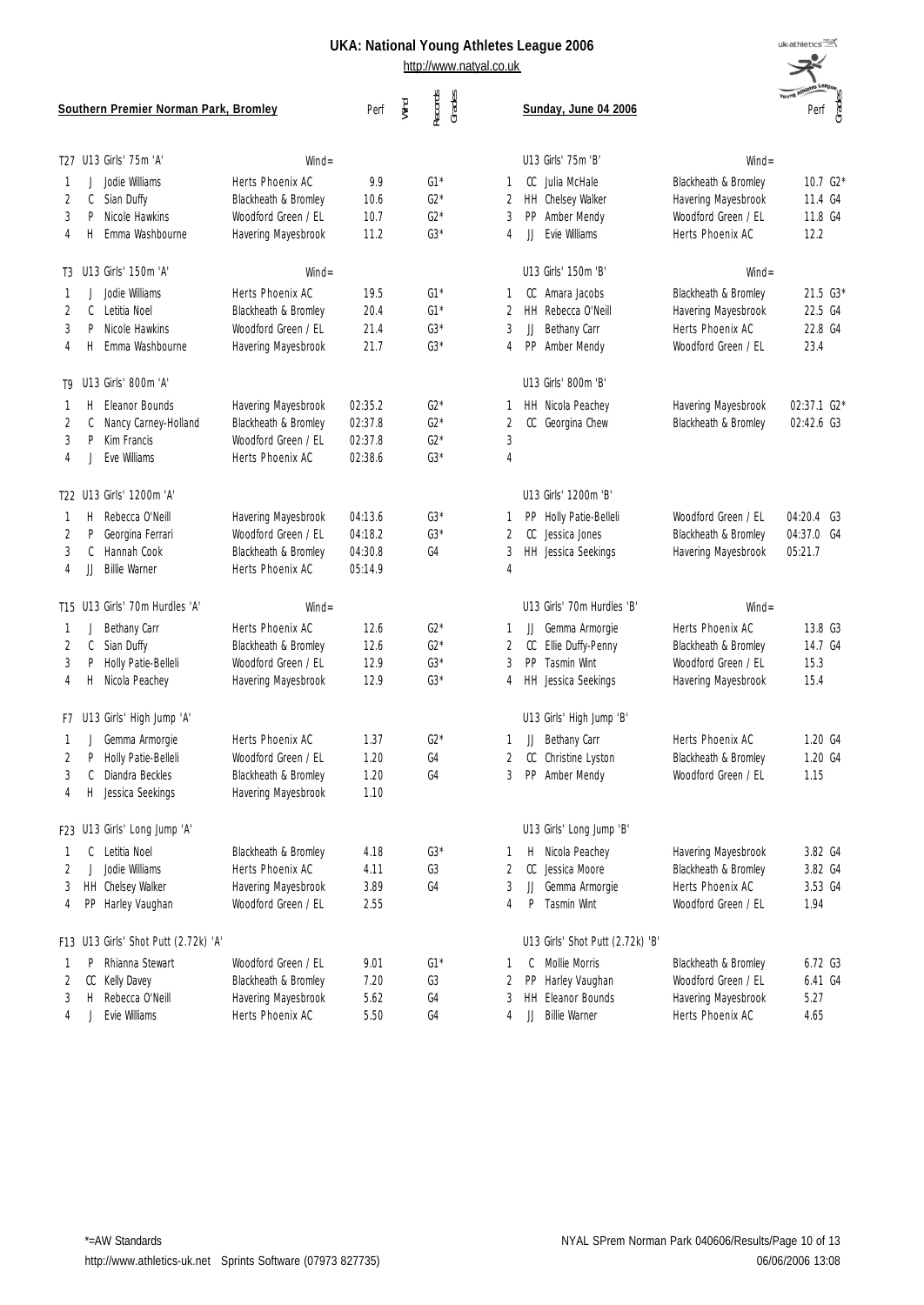# UKA: National Young Athletes League 2006

http://www.natyal.co.uk

**Southern Premier Norman Park, Bromley** — **Sunday, June 04 2006**

### T27 U13 Girls' 75m 'A' (Wind=)

| Pos | | Name | Club | Perf | Wind | Records | Grades |
|---|---|---|---|---|---|---|---|
| 1 | J | Jodie Williams | Herts Phoenix AC | 9.9 | | | G1* |
| 2 | C | Sian Duffy | Blackheath & Bromley | 10.6 | | | G2* |
| 3 | P | Nicole Hawkins | Woodford Green / EL | 10.7 | | | G2* |
| 4 | H | Emma Washbourne | Havering Mayesbrook | 11.2 | | | G3* |

### U13 Girls' 75m 'B' (Wind=)

| Pos | | Name | Club | Perf | Grades |
|---|---|---|---|---|---|
| 1 | CC | Julia McHale | Blackheath & Bromley | 10.7 | G2* |
| 2 | HH | Chelsey Walker | Havering Mayesbrook | 11.4 | G4 |
| 3 | PP | Amber Mendy | Woodford Green / EL | 11.8 | G4 |
| 4 | JJ | Evie Williams | Herts Phoenix AC | 12.2 | |

### T3 U13 Girls' 150m 'A' (Wind=)

| Pos | | Name | Club | Perf | Wind | Records | Grades |
|---|---|---|---|---|---|---|---|
| 1 | J | Jodie Williams | Herts Phoenix AC | 19.5 | | | G1* |
| 2 | C | Letitia Noel | Blackheath & Bromley | 20.4 | | | G1* |
| 3 | P | Nicole Hawkins | Woodford Green / EL | 21.4 | | | G3* |
| 4 | H | Emma Washbourne | Havering Mayesbrook | 21.7 | | | G3* |

### U13 Girls' 150m 'B' (Wind=)

| Pos | | Name | Club | Perf | Grades |
|---|---|---|---|---|---|
| 1 | CC | Amara Jacobs | Blackheath & Bromley | 21.5 | G3* |
| 2 | HH | Rebecca O'Neill | Havering Mayesbrook | 22.5 | G4 |
| 3 | JJ | Bethany Carr | Herts Phoenix AC | 22.8 | G4 |
| 4 | PP | Amber Mendy | Woodford Green / EL | 23.4 | |

### T9 U13 Girls' 800m 'A'

| Pos | | Name | Club | Perf | Wind | Records | Grades |
|---|---|---|---|---|---|---|---|
| 1 | H | Eleanor Bounds | Havering Mayesbrook | 02:35.2 | | | G2* |
| 2 | C | Nancy Carney-Holland | Blackheath & Bromley | 02:37.8 | | | G2* |
| 3 | P | Kim Francis | Woodford Green / EL | 02:37.8 | | | G2* |
| 4 | J | Eve Williams | Herts Phoenix AC | 02:38.6 | | | G3* |

### U13 Girls' 800m 'B'

| Pos | | Name | Club | Perf | Grades |
|---|---|---|---|---|---|
| 1 | HH | Nicola Peachey | Havering Mayesbrook | 02:37.1 | G2* |
| 2 | CC | Georgina Chew | Blackheath & Bromley | 02:42.6 | G3 |
| 3 | | | | | |
| 4 | | | | | |

### T22 U13 Girls' 1200m 'A'

| Pos | | Name | Club | Perf | Wind | Records | Grades |
|---|---|---|---|---|---|---|---|
| 1 | H | Rebecca O'Neill | Havering Mayesbrook | 04:13.6 | | | G3* |
| 2 | P | Georgina Ferrari | Woodford Green / EL | 04:18.2 | | | G3* |
| 3 | C | Hannah Cook | Blackheath & Bromley | 04:30.8 | | | G4 |
| 4 | JJ | Billie Warner | Herts Phoenix AC | 05:14.9 | | | |

### U13 Girls' 1200m 'B'

| Pos | | Name | Club | Perf | Grades |
|---|---|---|---|---|---|
| 1 | PP | Holly Patie-Belleli | Woodford Green / EL | 04:20.4 | G3 |
| 2 | CC | Jessica Jones | Blackheath & Bromley | 04:37.0 | G4 |
| 3 | HH | Jessica Seekings | Havering Mayesbrook | 05:21.7 | |
| 4 | | | | | |

### T15 U13 Girls' 70m Hurdles 'A' (Wind=)

| Pos | | Name | Club | Perf | Wind | Records | Grades |
|---|---|---|---|---|---|---|---|
| 1 | J | Bethany Carr | Herts Phoenix AC | 12.6 | | | G2* |
| 2 | C | Sian Duffy | Blackheath & Bromley | 12.6 | | | G2* |
| 3 | P | Holly Patie-Belleli | Woodford Green / EL | 12.9 | | | G3* |
| 4 | H | Nicola Peachey | Havering Mayesbrook | 12.9 | | | G3* |

### U13 Girls' 70m Hurdles 'B' (Wind=)

| Pos | | Name | Club | Perf | Grades |
|---|---|---|---|---|---|
| 1 | JJ | Gemma Armorgie | Herts Phoenix AC | 13.8 | G3 |
| 2 | CC | Ellie Duffy-Penny | Blackheath & Bromley | 14.7 | G4 |
| 3 | PP | Tasmin Wint | Woodford Green / EL | 15.3 | |
| 4 | HH | Jessica Seekings | Havering Mayesbrook | 15.4 | |

### F7 U13 Girls' High Jump 'A'

| Pos | | Name | Club | Perf | Wind | Records | Grades |
|---|---|---|---|---|---|---|---|
| 1 | J | Gemma Armorgie | Herts Phoenix AC | 1.37 | | | G2* |
| 2 | P | Holly Patie-Belleli | Woodford Green / EL | 1.20 | | | G4 |
| 3 | C | Diandra Beckles | Blackheath & Bromley | 1.20 | | | G4 |
| 4 | H | Jessica Seekings | Havering Mayesbrook | 1.10 | | | |

### U13 Girls' High Jump 'B'

| Pos | | Name | Club | Perf | Grades |
|---|---|---|---|---|---|
| 1 | JJ | Bethany Carr | Herts Phoenix AC | 1.20 | G4 |
| 2 | CC | Christine Lyston | Blackheath & Bromley | 1.20 | G4 |
| 3 | PP | Amber Mendy | Woodford Green / EL | 1.15 | |

### F23 U13 Girls' Long Jump 'A'

| Pos | | Name | Club | Perf | Wind | Records | Grades |
|---|---|---|---|---|---|---|---|
| 1 | C | Letitia Noel | Blackheath & Bromley | 4.18 | | | G3* |
| 2 | J | Jodie Williams | Herts Phoenix AC | 4.11 | | | G3 |
| 3 | HH | Chelsey Walker | Havering Mayesbrook | 3.89 | | | G4 |
| 4 | PP | Harley Vaughan | Woodford Green / EL | 2.55 | | | |

### U13 Girls' Long Jump 'B'

| Pos | | Name | Club | Perf | Grades |
|---|---|---|---|---|---|
| 1 | H | Nicola Peachey | Havering Mayesbrook | 3.82 | G4 |
| 2 | CC | Jessica Moore | Blackheath & Bromley | 3.82 | G4 |
| 3 | JJ | Gemma Armorgie | Herts Phoenix AC | 3.53 | G4 |
| 4 | P | Tasmin Wint | Woodford Green / EL | 1.94 | |

### F13 U13 Girls' Shot Putt (2.72k) 'A'

| Pos | | Name | Club | Perf | Wind | Records | Grades |
|---|---|---|---|---|---|---|---|
| 1 | P | Rhianna Stewart | Woodford Green / EL | 9.01 | | | G1* |
| 2 | CC | Kelly Davey | Blackheath & Bromley | 7.20 | | | G3 |
| 3 | H | Rebecca O'Neill | Havering Mayesbrook | 5.62 | | | G4 |
| 4 | J | Evie Williams | Herts Phoenix AC | 5.50 | | | G4 |

### U13 Girls' Shot Putt (2.72k) 'B'

| Pos | | Name | Club | Perf | Grades |
|---|---|---|---|---|---|
| 1 | C | Mollie Morris | Blackheath & Bromley | 6.72 | G3 |
| 2 | PP | Harley Vaughan | Woodford Green / EL | 6.41 | G4 |
| 3 | HH | Eleanor Bounds | Havering Mayesbrook | 5.27 | |
| 4 | JJ | Billie Warner | Herts Phoenix AC | 4.65 | |

*=AW Standards

http://www.athletics-uk.net Sprints Software (07973 827735)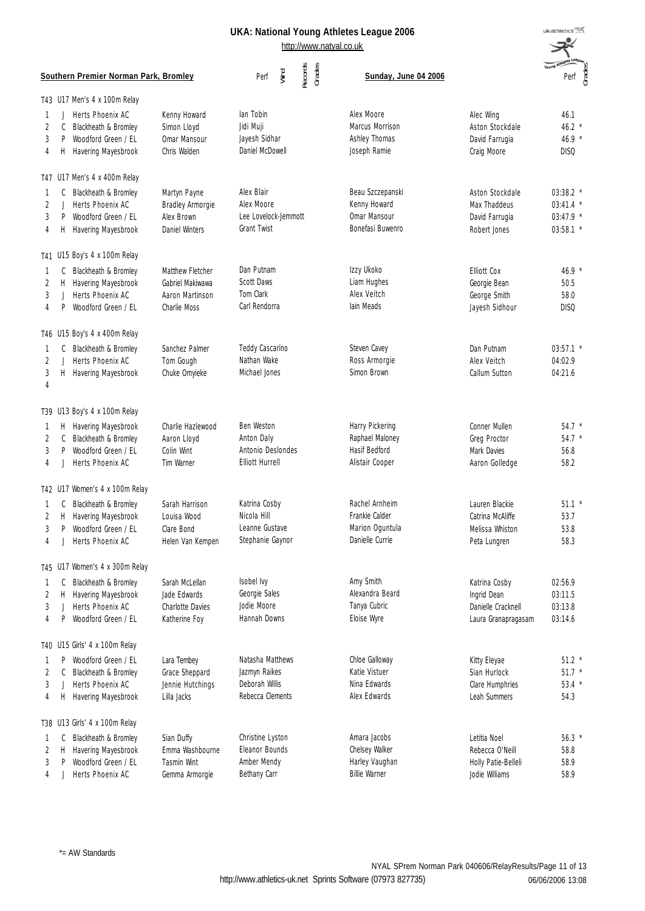# UKA: National Young Athletes League 2006

http://www.natyal.co.uk

**Southern Premier Norman Park, Bromley** — **Sunday, June 04 2006**

### T43 U17 Men's 4 x 100m Relay

| Pos | | Team | | | | | Perf |
|---|---|---|---|---|---|---|---|
| 1 | J | Herts Phoenix AC | Kenny Howard | Ian Tobin | Alex Moore | Alec Wing | 46.1 |
| 2 | C | Blackheath & Bromley | Simon Lloyd | Jidi Muji | Marcus Morrison | Aston Stockdale | 46.2 * |
| 3 | P | Woodford Green / EL | Omar Mansour | Jayesh Sidhar | Ashley Thomas | David Farrugia | 46.9 * |
| 4 | H | Havering Mayesbrook | Chris Walden | Daniel McDowell | Joseph Ramie | Craig Moore | DISQ |

### T47 U17 Men's 4 x 400m Relay

| Pos | | Team | | | | | Perf |
|---|---|---|---|---|---|---|---|
| 1 | C | Blackheath & Bromley | Martyn Payne | Alex Blair | Beau Szczepanski | Aston Stockdale | 03:38.2 * |
| 2 | J | Herts Phoenix AC | Bradley Armorgie | Alex Moore | Kenny Howard | Max Thaddeus | 03:41.4 * |
| 3 | P | Woodford Green / EL | Alex Brown | Lee Lovelock-Jemmott | Omar Mansour | David Farrugia | 03:47.9 * |
| 4 | H | Havering Mayesbrook | Daniel Winters | Grant Twist | Bonefasi Buwenro | Robert Jones | 03:58.1 * |

### T41 U15 Boy's 4 x 100m Relay

| Pos | | Team | | | | | Perf |
|---|---|---|---|---|---|---|---|
| 1 | C | Blackheath & Bromley | Matthew Fletcher | Dan Putnam | Izzy Ukoko | Elliott Cox | 46.9 * |
| 2 | H | Havering Mayesbrook | Gabriel Makiwawa | Scott Daws | Liam Hughes | Georgie Bean | 50.5 |
| 3 | J | Herts Phoenix AC | Aaron Martinson | Tom Clark | Alex Veitch | George Smith | 58.0 |
| 4 | P | Woodford Green / EL | Charlie Moss | Carl Rendorra | Iain Meads | Jayesh Sidhour | DISQ |

### T46 U15 Boy's 4 x 400m Relay

| Pos | | Team | | | | | Perf |
|---|---|---|---|---|---|---|---|
| 1 | C | Blackheath & Bromley | Sanchez Palmer | Teddy Cascarino | Steven Cavey | Dan Putnam | 03:57.1 * |
| 2 | J | Herts Phoenix AC | Tom Gough | Nathan Wake | Ross Armorgie | Alex Veitch | 04:02.9 |
| 3 | H | Havering Mayesbrook | Chuke Omyieke | Michael Jones | Simon Brown | Callum Sutton | 04:21.6 |
| 4 | | | | | | | |

### T39 U13 Boy's 4 x 100m Relay

| Pos | | Team | | | | | Perf |
|---|---|---|---|---|---|---|---|
| 1 | H | Havering Mayesbrook | Charlie Hazlewood | Ben Weston | Harry Pickering | Conner Mullen | 54.7 * |
| 2 | C | Blackheath & Bromley | Aaron Lloyd | Anton Daly | Raphael Maloney | Greg Proctor | 54.7 * |
| 3 | P | Woodford Green / EL | Colin Wint | Antonio Deslondes | Hasif Bedford | Mark Davies | 56.8 |
| 4 | J | Herts Phoenix AC | Tim Warner | Elliott Hurrell | Alistair Cooper | Aaron Golledge | 58.2 |

### T42 U17 Women's 4 x 100m Relay

| Pos | | Team | | | | | Perf |
|---|---|---|---|---|---|---|---|
| 1 | C | Blackheath & Bromley | Sarah Harrison | Katrina Cosby | Rachel Arnheim | Lauren Blackie | 51.1 * |
| 2 | H | Havering Mayesbrook | Louisa Wood | Nicola Hill | Frankie Calder | Catrina McAliffe | 53.7 |
| 3 | P | Woodford Green / EL | Clare Bond | Leanne Gustave | Marion Oguntula | Melissa Whiston | 53.8 |
| 4 | J | Herts Phoenix AC | Helen Van Kempen | Stephanie Gaynor | Danielle Currie | Peta Lungren | 58.3 |

### T45 U17 Women's 4 x 300m Relay

| Pos | | Team | | | | | Perf |
|---|---|---|---|---|---|---|---|
| 1 | C | Blackheath & Bromley | Sarah McLellan | Isobel Ivy | Amy Smith | Katrina Cosby | 02:56.9 |
| 2 | H | Havering Mayesbrook | Jade Edwards | Georgie Sales | Alexandra Beard | Ingrid Dean | 03:11.5 |
| 3 | J | Herts Phoenix AC | Charlotte Davies | Jodie Moore | Tanya Cubric | Danielle Cracknell | 03:13.8 |
| 4 | P | Woodford Green / EL | Katherine Foy | Hannah Downs | Eloise Wyre | Laura Granapragasam | 03:14.6 |

### T40 U15 Girls' 4 x 100m Relay

| Pos | | Team | | | | | Perf |
|---|---|---|---|---|---|---|---|
| 1 | P | Woodford Green / EL | Lara Tembey | Natasha Matthews | Chloe Galloway | Kitty Eleyae | 51.2 * |
| 2 | C | Blackheath & Bromley | Grace Sheppard | Jazmyn Raikes | Katie Vistuer | Sian Hurlock | 51.7 * |
| 3 | J | Herts Phoenix AC | Jennie Hutchings | Deborah Willis | Nina Edwards | Clare Humphries | 53.4 * |
| 4 | H | Havering Mayesbrook | Lilla Jacks | Rebecca Clements | Alex Edwards | Leah Summers | 54.3 |

### T38 U13 Girls' 4 x 100m Relay

| Pos | | Team | | | | | Perf |
|---|---|---|---|---|---|---|---|
| 1 | C | Blackheath & Bromley | Sian Duffy | Christine Lyston | Amara Jacobs | Letitia Noel | 56.3 * |
| 2 | H | Havering Mayesbrook | Emma Washbourne | Eleanor Bounds | Chelsey Walker | Rebecca O'Neill | 58.8 |
| 3 | P | Woodford Green / EL | Tasmin Wint | Amber Mendy | Harley Vaughan | Holly Patie-Belleli | 58.9 |
| 4 | J | Herts Phoenix AC | Gemma Armorgie | Bethany Carr | Billie Warner | Jodie Williams | 58.9 |

*= AW Standards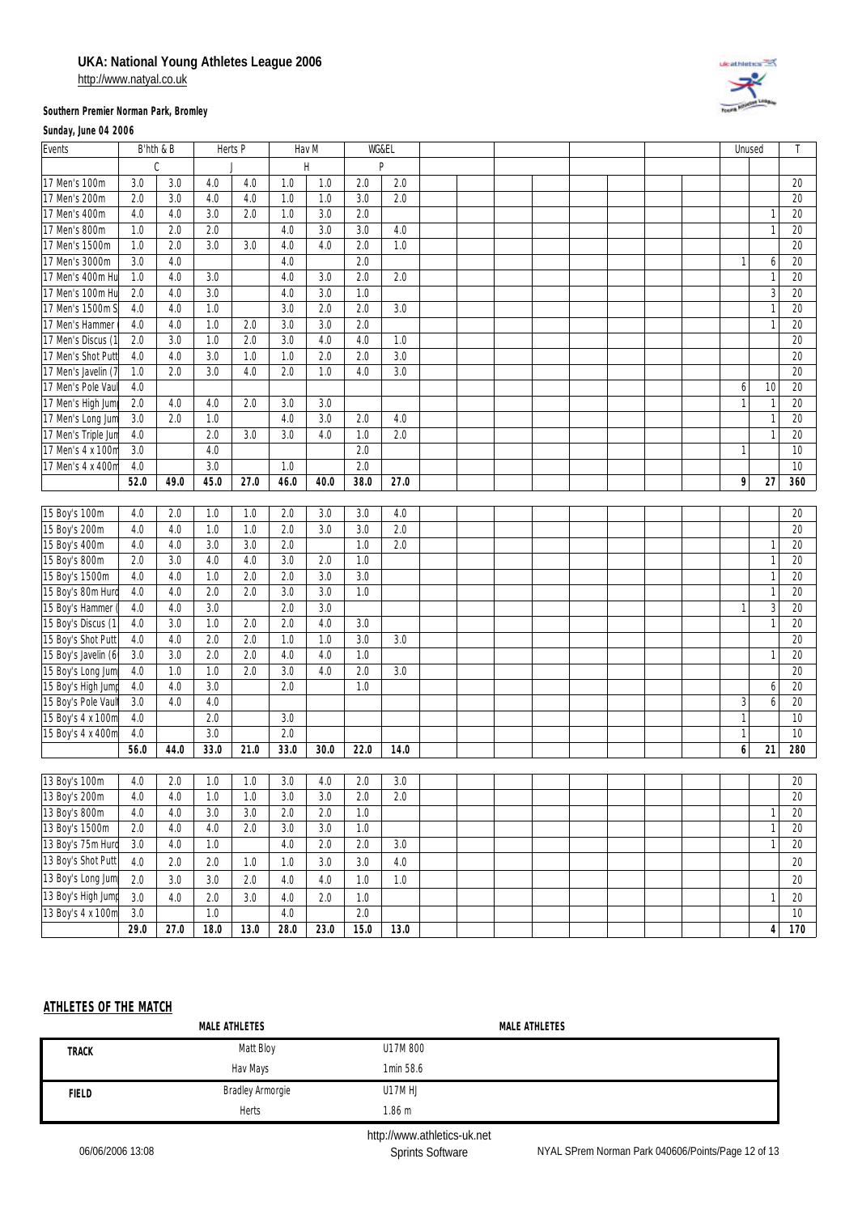# UKA: National Young Athletes League 2006

http://www.natyal.co.uk

**Southern Premier Norman Park, Bromley**

**Sunday, June 04 2006**

| Events | B'hth & B | | Herts P | | Hav M | | WG&EL | | | | | | | | | | Unused | | T |
|---|---|---|---|---|---|---|---|---|---|---|---|---|---|---|---|---|---|---|---|
| | C | | J | | H | | P | | | | | | | | | | | | |
| 17 Men's 100m | 3.0 | 3.0 | 4.0 | 4.0 | 1.0 | 1.0 | 2.0 | 2.0 | | | | | | | | | | | 20 |
| 17 Men's 200m | 2.0 | 3.0 | 4.0 | 4.0 | 1.0 | 1.0 | 3.0 | 2.0 | | | | | | | | | | | 20 |
| 17 Men's 400m | 4.0 | 4.0 | 3.0 | 2.0 | 1.0 | 3.0 | 2.0 | | | | | | | | | | | 1 | 20 |
| 17 Men's 800m | 1.0 | 2.0 | 2.0 | | 4.0 | 3.0 | 3.0 | 4.0 | | | | | | | | | | 1 | 20 |
| 17 Men's 1500m | 1.0 | 2.0 | 3.0 | 3.0 | 4.0 | 4.0 | 2.0 | 1.0 | | | | | | | | | | | 20 |
| 17 Men's 3000m | 3.0 | 4.0 | | | 4.0 | | 2.0 | | | | | | | | | | 1 | 6 | 20 |
| 17 Men's 400m Hu | 1.0 | 4.0 | 3.0 | | 4.0 | 3.0 | 2.0 | 2.0 | | | | | | | | | | 1 | 20 |
| 17 Men's 100m Hu | 2.0 | 4.0 | 3.0 | | 4.0 | 3.0 | 1.0 | | | | | | | | | | | 3 | 20 |
| 17 Men's 1500m S | 4.0 | 4.0 | 1.0 | | 3.0 | 2.0 | 2.0 | 3.0 | | | | | | | | | | 1 | 20 |
| 17 Men's Hammer | 4.0 | 4.0 | 1.0 | 2.0 | 3.0 | 3.0 | 2.0 | | | | | | | | | | | 1 | 20 |
| 17 Men's Discus (1 | 2.0 | 3.0 | 1.0 | 2.0 | 3.0 | 4.0 | 4.0 | 1.0 | | | | | | | | | | | 20 |
| 17 Men's Shot Putt | 4.0 | 4.0 | 3.0 | 1.0 | 1.0 | 2.0 | 2.0 | 3.0 | | | | | | | | | | | 20 |
| 17 Men's Javelin (7 | 1.0 | 2.0 | 3.0 | 4.0 | 2.0 | 1.0 | 4.0 | 3.0 | | | | | | | | | | | 20 |
| 17 Men's Pole Vaul | 4.0 | | | | | | | | | | | | | | | | 6 | 10 | 20 |
| 17 Men's High Jum | 2.0 | 4.0 | 4.0 | 2.0 | 3.0 | 3.0 | | | | | | | | | | | 1 | 1 | 20 |
| 17 Men's Long Jum | 3.0 | 2.0 | 1.0 | | 4.0 | 3.0 | 2.0 | 4.0 | | | | | | | | | | 1 | 20 |
| 17 Men's Triple Jun | 4.0 | | 2.0 | 3.0 | 3.0 | 4.0 | 1.0 | 2.0 | | | | | | | | | | 1 | 20 |
| 17 Men's 4 x 100m | 3.0 | | 4.0 | | | | 2.0 | | | | | | | | | | 1 | | 10 |
| 17 Men's 4 x 400m | 4.0 | | 3.0 | | 1.0 | | 2.0 | | | | | | | | | | | | 10 |
| | **52.0** | **49.0** | **45.0** | **27.0** | **46.0** | **40.0** | **38.0** | **27.0** | | | | | | | | | **9** | **27** | **360** |
| | | | | | | | | | | | | | | | | | | | |
| 15 Boy's 100m | 4.0 | 2.0 | 1.0 | 1.0 | 2.0 | 3.0 | 3.0 | 4.0 | | | | | | | | | | | 20 |
| 15 Boy's 200m | 4.0 | 4.0 | 1.0 | 1.0 | 2.0 | 3.0 | 3.0 | 2.0 | | | | | | | | | | | 20 |
| 15 Boy's 400m | 4.0 | 4.0 | 3.0 | 3.0 | 2.0 | | 1.0 | 2.0 | | | | | | | | | | 1 | 20 |
| 15 Boy's 800m | 2.0 | 3.0 | 4.0 | 4.0 | 3.0 | 2.0 | 1.0 | | | | | | | | | | | 1 | 20 |
| 15 Boy's 1500m | 4.0 | 4.0 | 1.0 | 2.0 | 2.0 | 3.0 | 3.0 | | | | | | | | | | | 1 | 20 |
| 15 Boy's 80m Hurd | 4.0 | 4.0 | 2.0 | 2.0 | 3.0 | 3.0 | 1.0 | | | | | | | | | | | 1 | 20 |
| 15 Boy's Hammer ( | 4.0 | 4.0 | 3.0 | | 2.0 | 3.0 | | | | | | | | | | | 1 | 3 | 20 |
| 15 Boy's Discus (1 | 4.0 | 3.0 | 1.0 | 2.0 | 2.0 | 4.0 | 3.0 | | | | | | | | | | | 1 | 20 |
| 15 Boy's Shot Putt | 4.0 | 4.0 | 2.0 | 2.0 | 1.0 | 1.0 | 3.0 | 3.0 | | | | | | | | | | | 20 |
| 15 Boy's Javelin (6 | 3.0 | 3.0 | 2.0 | 2.0 | 4.0 | 4.0 | 1.0 | | | | | | | | | | | 1 | 20 |
| 15 Boy's Long Jum | 4.0 | 1.0 | 1.0 | 2.0 | 3.0 | 4.0 | 2.0 | 3.0 | | | | | | | | | | | 20 |
| 15 Boy's High Jump | 4.0 | 4.0 | 3.0 | | 2.0 | | 1.0 | | | | | | | | | | | 6 | 20 |
| 15 Boy's Pole Vault | 3.0 | 4.0 | 4.0 | | | | | | | | | | | | | | 3 | 6 | 20 |
| 15 Boy's 4 x 100m | 4.0 | | 2.0 | | 3.0 | | | | | | | | | | | | 1 | | 10 |
| 15 Boy's 4 x 400m | 4.0 | | 3.0 | | 2.0 | | | | | | | | | | | | 1 | | 10 |
| | **56.0** | **44.0** | **33.0** | **21.0** | **33.0** | **30.0** | **22.0** | **14.0** | | | | | | | | | **6** | **21** | **280** |
| | | | | | | | | | | | | | | | | | | | |
| 13 Boy's 100m | 4.0 | 2.0 | 1.0 | 1.0 | 3.0 | 4.0 | 2.0 | 3.0 | | | | | | | | | | | 20 |
| 13 Boy's 200m | 4.0 | 4.0 | 1.0 | 1.0 | 3.0 | 3.0 | 2.0 | 2.0 | | | | | | | | | | | 20 |
| 13 Boy's 800m | 4.0 | 4.0 | 3.0 | 3.0 | 2.0 | 2.0 | 1.0 | | | | | | | | | | | 1 | 20 |
| 13 Boy's 1500m | 2.0 | 4.0 | 4.0 | 2.0 | 3.0 | 3.0 | 1.0 | | | | | | | | | | | 1 | 20 |
| 13 Boy's 75m Hurd | 3.0 | 4.0 | 1.0 | | 4.0 | 2.0 | 2.0 | 3.0 | | | | | | | | | | 1 | 20 |
| 13 Boy's Shot Putt | 4.0 | 2.0 | 2.0 | 1.0 | 1.0 | 3.0 | 3.0 | 4.0 | | | | | | | | | | | 20 |
| 13 Boy's Long Jum | 2.0 | 3.0 | 3.0 | 2.0 | 4.0 | 4.0 | 1.0 | 1.0 | | | | | | | | | | | 20 |
| 13 Boy's High Jump | 3.0 | 4.0 | 2.0 | 3.0 | 4.0 | 2.0 | 1.0 | | | | | | | | | | | 1 | 20 |
| 13 Boy's 4 x 100m | 3.0 | | 1.0 | | 4.0 | | 2.0 | | | | | | | | | | | | 10 |
| | **29.0** | **27.0** | **18.0** | **13.0** | **28.0** | **23.0** | **15.0** | **13.0** | | | | | | | | | | **4** | **170** |

## ATHLETES OF THE MATCH

| | MALE ATHLETES | | MALE ATHLETES |
|---|---|---|---|
| **TRACK** | Matt Bloy | U17M 800 | |
| | Hav Mays | 1min 58.6 | |
| **FIELD** | Bradley Armorgie | U17M HJ | |
| | Herts | 1.86 m | |

http://www.athletics-uk.net

06/06/2006 13:08 Sprints Software NYAL SPrem Norman Park 040606/Points/Page 12 of 13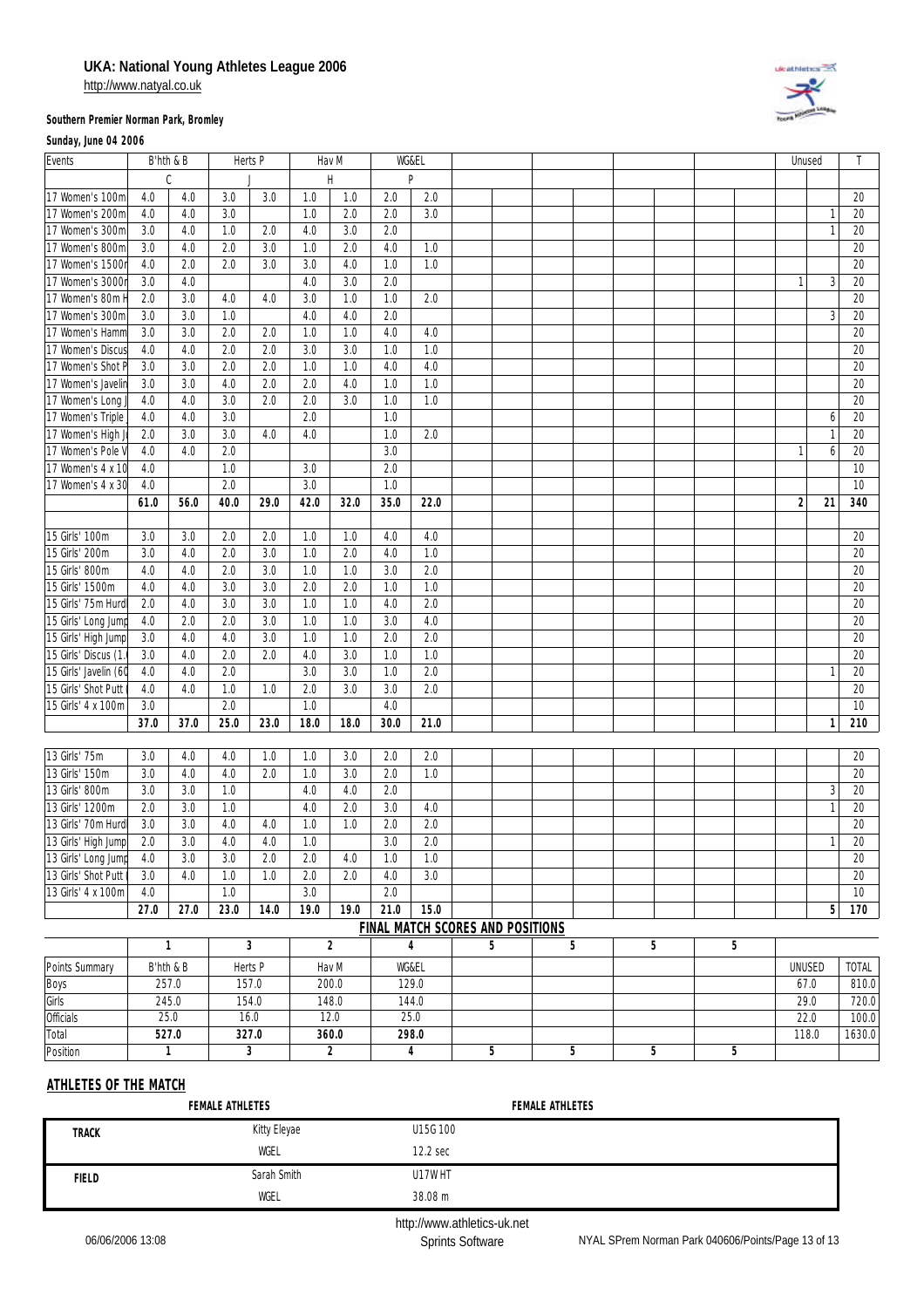# UKA: National Young Athletes League 2006

http://www.natyal.co.uk

**Southern Premier Norman Park, Bromley**

**Sunday, June 04 2006**

| Events | B'hth & B | | Herts P | | Hav M | | WG&EL | | | | | | | | | | Unused | | T |
|---|---|---|---|---|---|---|---|---|---|---|---|---|---|---|---|---|---|---|---|
| | C | | J | | H | | P | | | | | | | | | | | | |
| 17 Women's 100m | 4.0 | 4.0 | 3.0 | 3.0 | 1.0 | 1.0 | 2.0 | 2.0 | | | | | | | | | | | 20 |
| 17 Women's 200m | 4.0 | 4.0 | 3.0 | | 1.0 | 2.0 | 2.0 | 3.0 | | | | | | | | | | 1 | 20 |
| 17 Women's 300m | 3.0 | 4.0 | 1.0 | 2.0 | 4.0 | 3.0 | 2.0 | | | | | | | | | | | 1 | 20 |
| 17 Women's 800m | 3.0 | 4.0 | 2.0 | 3.0 | 1.0 | 2.0 | 4.0 | 1.0 | | | | | | | | | | | 20 |
| 17 Women's 1500r | 4.0 | 2.0 | 2.0 | 3.0 | 3.0 | 4.0 | 1.0 | 1.0 | | | | | | | | | | | 20 |
| 17 Women's 3000r | 3.0 | 4.0 | | | 4.0 | 3.0 | 2.0 | | | | | | | | | | 1 | 3 | 20 |
| 17 Women's 80m H | 2.0 | 3.0 | 4.0 | 4.0 | 3.0 | 1.0 | 1.0 | 2.0 | | | | | | | | | | | 20 |
| 17 Women's 300m | 3.0 | 3.0 | 1.0 | | 4.0 | 4.0 | 2.0 | | | | | | | | | | | 3 | 20 |
| 17 Women's Hamm | 3.0 | 3.0 | 2.0 | 2.0 | 1.0 | 1.0 | 4.0 | 4.0 | | | | | | | | | | | 20 |
| 17 Women's Discus | 4.0 | 4.0 | 2.0 | 2.0 | 3.0 | 3.0 | 1.0 | 1.0 | | | | | | | | | | | 20 |
| 17 Women's Shot P | 3.0 | 3.0 | 2.0 | 2.0 | 1.0 | 1.0 | 4.0 | 4.0 | | | | | | | | | | | 20 |
| 17 Women's Javelin | 3.0 | 3.0 | 4.0 | 2.0 | 2.0 | 4.0 | 1.0 | 1.0 | | | | | | | | | | | 20 |
| 17 Women's Long J | 4.0 | 4.0 | 3.0 | 2.0 | 2.0 | 3.0 | 1.0 | 1.0 | | | | | | | | | | | 20 |
| 17 Women's Triple | 4.0 | 4.0 | 3.0 | | 2.0 | | 1.0 | | | | | | | | | | | 6 | 20 |
| 17 Women's High J | 2.0 | 3.0 | 3.0 | 4.0 | 4.0 | | 1.0 | 2.0 | | | | | | | | | | 1 | 20 |
| 17 Women's Pole V | 4.0 | 4.0 | 2.0 | | | | 3.0 | | | | | | | | | | 1 | 6 | 20 |
| 17 Women's 4 x 10 | 4.0 | | 1.0 | | 3.0 | | 2.0 | | | | | | | | | | | | 10 |
| 17 Women's 4 x 30 | 4.0 | | 2.0 | | 3.0 | | 1.0 | | | | | | | | | | | | 10 |
| | **61.0** | **56.0** | **40.0** | **29.0** | **42.0** | **32.0** | **35.0** | **22.0** | | | | | | | | | **2** | **21** | **340** |
| 15 Girls' 100m | 3.0 | 3.0 | 2.0 | 2.0 | 1.0 | 1.0 | 4.0 | 4.0 | | | | | | | | | | | 20 |
| 15 Girls' 200m | 3.0 | 4.0 | 2.0 | 3.0 | 1.0 | 2.0 | 4.0 | 1.0 | | | | | | | | | | | 20 |
| 15 Girls' 800m | 4.0 | 4.0 | 2.0 | 3.0 | 1.0 | 1.0 | 3.0 | 2.0 | | | | | | | | | | | 20 |
| 15 Girls' 1500m | 4.0 | 4.0 | 3.0 | 3.0 | 2.0 | 2.0 | 1.0 | 1.0 | | | | | | | | | | | 20 |
| 15 Girls' 75m Hurd | 2.0 | 4.0 | 3.0 | 3.0 | 1.0 | 1.0 | 4.0 | 2.0 | | | | | | | | | | | 20 |
| 15 Girls' Long Jump | 4.0 | 2.0 | 2.0 | 3.0 | 1.0 | 1.0 | 3.0 | 4.0 | | | | | | | | | | | 20 |
| 15 Girls' High Jump | 3.0 | 4.0 | 4.0 | 3.0 | 1.0 | 1.0 | 2.0 | 2.0 | | | | | | | | | | | 20 |
| 15 Girls' Discus (1. | 3.0 | 4.0 | 2.0 | 2.0 | 4.0 | 3.0 | 1.0 | 1.0 | | | | | | | | | | | 20 |
| 15 Girls' Javelin (60 | 4.0 | 4.0 | 2.0 | | 3.0 | 3.0 | 1.0 | 2.0 | | | | | | | | | | 1 | 20 |
| 15 Girls' Shot Putt | 4.0 | 4.0 | 1.0 | 1.0 | 2.0 | 3.0 | 3.0 | 2.0 | | | | | | | | | | | 20 |
| 15 Girls' 4 x 100m | 3.0 | | 2.0 | | 1.0 | | 4.0 | | | | | | | | | | | | 10 |
| | **37.0** | **37.0** | **25.0** | **23.0** | **18.0** | **18.0** | **30.0** | **21.0** | | | | | | | | | | **1** | **210** |
| 13 Girls' 75m | 3.0 | 4.0 | 4.0 | 1.0 | 1.0 | 3.0 | 2.0 | 2.0 | | | | | | | | | | | 20 |
| 13 Girls' 150m | 3.0 | 4.0 | 4.0 | 2.0 | 1.0 | 3.0 | 2.0 | 1.0 | | | | | | | | | | | 20 |
| 13 Girls' 800m | 3.0 | 3.0 | 1.0 | | 4.0 | 4.0 | 2.0 | | | | | | | | | | | 3 | 20 |
| 13 Girls' 1200m | 2.0 | 3.0 | 1.0 | | 4.0 | 2.0 | 3.0 | 4.0 | | | | | | | | | | 1 | 20 |
| 13 Girls' 70m Hurd | 3.0 | 3.0 | 4.0 | 4.0 | 1.0 | 1.0 | 2.0 | 2.0 | | | | | | | | | | | 20 |
| 13 Girls' High Jump | 2.0 | 3.0 | 4.0 | 4.0 | 1.0 | | 3.0 | 2.0 | | | | | | | | | | 1 | 20 |
| 13 Girls' Long Jump | 4.0 | 3.0 | 3.0 | 2.0 | 2.0 | 4.0 | 1.0 | 1.0 | | | | | | | | | | | 20 |
| 13 Girls' Shot Putt | 3.0 | 4.0 | 1.0 | 1.0 | 2.0 | 2.0 | 4.0 | 3.0 | | | | | | | | | | | 20 |
| 13 Girls' 4 x 100m | 4.0 | | 1.0 | | 3.0 | | 2.0 | | | | | | | | | | | | 10 |
| | **27.0** | **27.0** | **23.0** | **14.0** | **19.0** | **19.0** | **21.0** | **15.0** | | | | | | | | | | **5** | **170** |

**FINAL MATCH SCORES AND POSITIONS**

| | 1 | 3 | 2 | 4 | 5 | 5 | 5 | 5 | | |
|---|---|---|---|---|---|---|---|---|---|---|
| Points Summary | B'hth & B | Herts P | Hav M | WG&EL | | | | | UNUSED | TOTAL |
| Boys | 257.0 | 157.0 | 200.0 | 129.0 | | | | | 67.0 | 810.0 |
| Girls | 245.0 | 154.0 | 148.0 | 144.0 | | | | | 29.0 | 720.0 |
| Officials | 25.0 | 16.0 | 12.0 | 25.0 | | | | | 22.0 | 100.0 |
| Total | **527.0** | **327.0** | **360.0** | **298.0** | | | | | 118.0 | 1630.0 |
| Position | 1 | 3 | 2 | 4 | 5 | 5 | 5 | 5 | | |

## ATHLETES OF THE MATCH

| | FEMALE ATHLETES | | FEMALE ATHLETES |
|---|---|---|---|
| **TRACK** | Kitty Eleyae | U15G 100 | |
| | WGEL | 12.2 sec | |
| **FIELD** | Sarah Smith | U17W HT | |
| | WGEL | 38.08 m | |